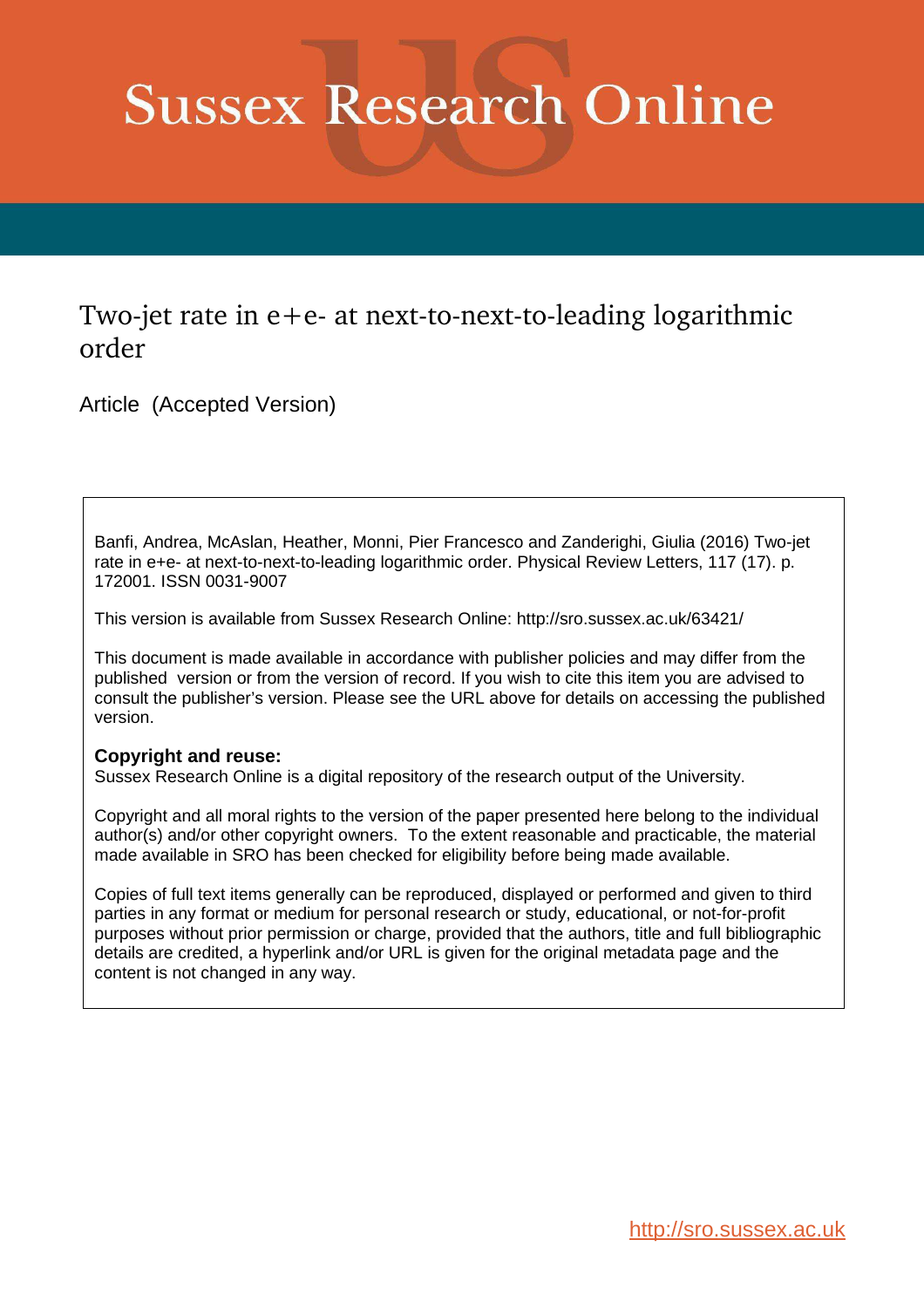# Sussex Research Online

## Two-jet rate in e+e- at next-to-next-to-leading logarithmic order

Article (Accepted Version)

Banfi, Andrea, McAslan, Heather, Monni, Pier Francesco and Zanderighi, Giulia (2016) Two-jet rate in e+e- at next-to-next-to-leading logarithmic order. Physical Review Letters, 117 (17). p. 172001. ISSN 0031-9007

This version is available from Sussex Research Online: http://sro.sussex.ac.uk/63421/

This document is made available in accordance with publisher policies and may differ from the published version or from the version of record. If you wish to cite this item you are advised to consult the publisher's version. Please see the URL above for details on accessing the published version.

**Copyright and reuse:**
Sussex Research Online is a digital repository of the research output of the University.

Copyright and all moral rights to the version of the paper presented here belong to the individual author(s) and/or other copyright owners. To the extent reasonable and practicable, the material made available in SRO has been checked for eligibility before being made available.

Copies of full text items generally can be reproduced, displayed or performed and given to third parties in any format or medium for personal research or study, educational, or not-for-profit purposes without prior permission or charge, provided that the authors, title and full bibliographic details are credited, a hyperlink and/or URL is given for the original metadata page and the content is not changed in any way.

http://sro.sussex.ac.uk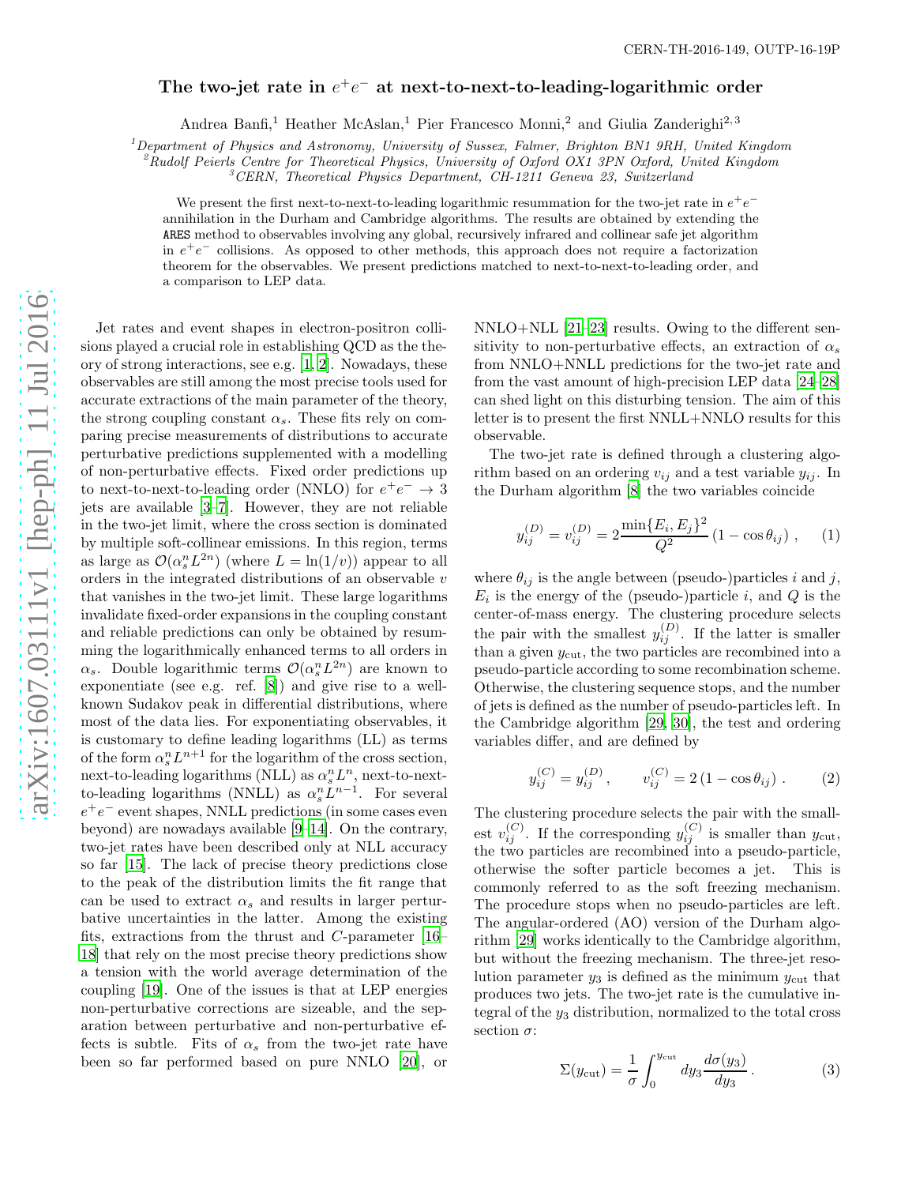CERN-TH-2016-149, OUTP-16-19P

# The two-jet rate in $e^+e^-$ at next-to-next-to-leading-logarithmic order

Andrea Banfi,[1] Heather McAslan,[1] Pier Francesco Monni,[2] and Giulia Zanderighi[2,3]

[1]Department of Physics and Astronomy, University of Sussex, Falmer, Brighton BN1 9RH, United Kingdom
[2]Rudolf Peierls Centre for Theoretical Physics, University of Oxford OX1 3PN Oxford, United Kingdom
[3]CERN, Theoretical Physics Department, CH-1211 Geneva 23, Switzerland

We present the first next-to-next-to-leading logarithmic resummation for the two-jet rate in $e^+e^-$ annihilation in the Durham and Cambridge algorithms. The results are obtained by extending the ARES method to observables involving any global, recursively infrared and collinear safe jet algorithm in $e^+e^-$ collisions. As opposed to other methods, this approach does not require a factorization theorem for the observables. We present predictions matched to next-to-next-to-leading order, and a comparison to LEP data.

Jet rates and event shapes in electron-positron collisions played a crucial role in establishing QCD as the theory of strong interactions, see e.g. [1, 2]. Nowadays, these observables are still among the most precise tools used for accurate extractions of the main parameter of the theory, the strong coupling constant $\alpha_s$. These fits rely on comparing precise measurements of distributions to accurate perturbative predictions supplemented with a modelling of non-perturbative effects. Fixed order predictions up to next-to-next-to-leading order (NNLO) for $e^+e^- \to 3$ jets are available [3–7]. However, they are not reliable in the two-jet limit, where the cross section is dominated by multiple soft-collinear emissions. In this region, terms as large as $\mathcal{O}(\alpha_s^n L^{2n})$ (where $L = \ln(1/v)$) appear to all orders in the integrated distributions of an observable $v$ that vanishes in the two-jet limit. These large logarithms invalidate fixed-order expansions in the coupling constant and reliable predictions can only be obtained by resumming the logarithmically enhanced terms to all orders in $\alpha_s$. Double logarithmic terms $\mathcal{O}(\alpha_s^n L^{2n})$ are known to exponentiate (see e.g. ref. [8]) and give rise to a well-known Sudakov peak in differential distributions, where most of the data lies. For exponentiating observables, it is customary to define leading logarithms (LL) as terms of the form $\alpha_s^n L^{n+1}$ for the logarithm of the cross section, next-to-leading logarithms (NLL) as $\alpha_s^n L^n$, next-to-next-to-leading logarithms (NNLL) as $\alpha_s^n L^{n-1}$. For several $e^+e^-$ event shapes, NNLL predictions (in some cases even beyond) are nowadays available [9–14]. On the contrary, two-jet rates have been described only at NLL accuracy so far [15]. The lack of precise theory predictions close to the peak of the distribution limits the fit range that can be used to extract $\alpha_s$ and results in larger perturbative uncertainties in the latter. Among the existing fits, extractions from the thrust and $C$-parameter [16–18] that rely on the most precise theory predictions show a tension with the world average determination of the coupling [19]. One of the issues is that at LEP energies non-perturbative corrections are sizeable, and the separation between perturbative and non-perturbative effects is subtle. Fits of $\alpha_s$ from the two-jet rate have been so far performed based on pure NNLO [20], or NNLO+NLL [21–23] results. Owing to the different sensitivity to non-perturbative effects, an extraction of $\alpha_s$ from NNLO+NNLL predictions for the two-jet rate and from the vast amount of high-precision LEP data [24–28] can shed light on this disturbing tension. The aim of this letter is to present the first NNLL+NNLO results for this observable.

The two-jet rate is defined through a clustering algorithm based on an ordering $v_{ij}$ and a test variable $y_{ij}$. In the Durham algorithm [8] the two variables coincide

$$y_{ij}^{(D)} = v_{ij}^{(D)} = 2\frac{\min\{E_i, E_j\}^2}{Q^2}(1 - \cos\theta_{ij}) \,, \qquad (1)$$

where $\theta_{ij}$ is the angle between (pseudo-)particles $i$ and $j$, $E_i$ is the energy of the (pseudo-)particle $i$, and $Q$ is the center-of-mass energy. The clustering procedure selects the pair with the smallest $y_{ij}^{(D)}$. If the latter is smaller than a given $y_{\rm cut}$, the two particles are recombined into a pseudo-particle according to some recombination scheme. Otherwise, the clustering sequence stops, and the number of jets is defined as the number of pseudo-particles left. In the Cambridge algorithm [29, 30], the test and ordering variables differ, and are defined by

$$y_{ij}^{(C)} = y_{ij}^{(D)} \,, \qquad v_{ij}^{(C)} = 2(1 - \cos\theta_{ij}) \,. \qquad (2)$$

The clustering procedure selects the pair with the smallest $v_{ij}^{(C)}$. If the corresponding $y_{ij}^{(C)}$ is smaller than $y_{\rm cut}$, the two particles are recombined into a pseudo-particle, otherwise the softer particle becomes a jet. This is commonly referred to as the soft freezing mechanism. The procedure stops when no pseudo-particles are left. The angular-ordered (AO) version of the Durham algorithm [29] works identically to the Cambridge algorithm, but without the freezing mechanism. The three-jet resolution parameter $y_3$ is defined as the minimum $y_{\rm cut}$ that produces two jets. The two-jet rate is the cumulative integral of the $y_3$ distribution, normalized to the total cross section $\sigma$:

$$\Sigma(y_{\rm cut}) = \frac{1}{\sigma}\int_0^{y_{\rm cut}} dy_3 \frac{d\sigma(y_3)}{dy_3} \,. \qquad (3)$$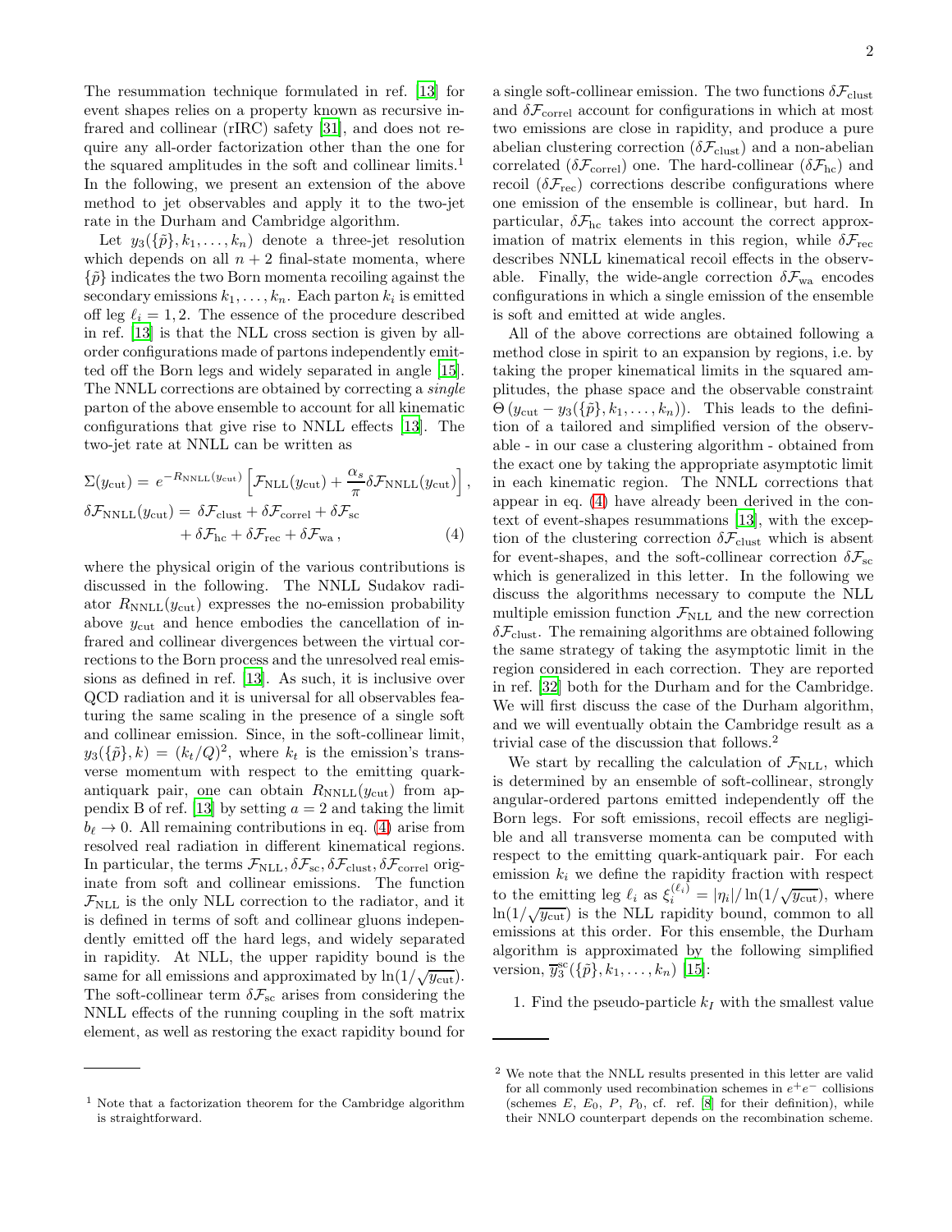The resummation technique formulated in ref. [13] for event shapes relies on a property known as recursive infrared and collinear (rIRC) safety [31], and does not require any all-order factorization other than the one for the squared amplitudes in the soft and collinear limits.[1] In the following, we present an extension of the above method to jet observables and apply it to the two-jet rate in the Durham and Cambridge algorithm.

Let $y_3(\{\tilde{p}\}, k_1, \ldots, k_n)$ denote a three-jet resolution which depends on all $n+2$ final-state momenta, where $\{\tilde{p}\}$ indicates the two Born momenta recoiling against the secondary emissions $k_1, \ldots, k_n$. Each parton $k_i$ is emitted off leg $\ell_i = 1, 2$. The essence of the procedure described in ref. [13] is that the NLL cross section is given by all-order configurations made of partons independently emitted off the Born legs and widely separated in angle [15]. The NNLL corrections are obtained by correcting a *single* parton of the above ensemble to account for all kinematic configurations that give rise to NNLL effects [13]. The two-jet rate at NNLL can be written as

$$
\begin{aligned}
\Sigma(y_{\rm cut}) &= e^{-R_{\rm NNLL}(y_{\rm cut})}\left[\mathcal{F}_{\rm NLL}(y_{\rm cut}) + \frac{\alpha_s}{\pi}\delta\mathcal{F}_{\rm NNLL}(y_{\rm cut})\right], \\
\delta\mathcal{F}_{\rm NNLL}(y_{\rm cut}) &= \delta\mathcal{F}_{\rm clust} + \delta\mathcal{F}_{\rm correl} + \delta\mathcal{F}_{\rm sc} \\
&\quad + \delta\mathcal{F}_{\rm hc} + \delta\mathcal{F}_{\rm rec} + \delta\mathcal{F}_{\rm wa}\,, \qquad (4)
\end{aligned}
$$

where the physical origin of the various contributions is discussed in the following. The NNLL Sudakov radiator $R_{\rm NNLL}(y_{\rm cut})$ expresses the no-emission probability above $y_{\rm cut}$ and hence embodies the cancellation of infrared and collinear divergences between the virtual corrections to the Born process and the unresolved real emissions as defined in ref. [13]. As such, it is inclusive over QCD radiation and it is universal for all observables featuring the same scaling in the presence of a single soft and collinear emission. Since, in the soft-collinear limit, $y_3(\{\tilde{p}\}, k) = (k_t/Q)^2$, where $k_t$ is the emission's transverse momentum with respect to the emitting quark-antiquark pair, one can obtain $R_{\rm NNLL}(y_{\rm cut})$ from appendix B of ref. [13] by setting $a = 2$ and taking the limit $b_\ell \to 0$. All remaining contributions in eq. (4) arise from resolved real radiation in different kinematical regions. In particular, the terms $\mathcal{F}_{\rm NLL}, \delta\mathcal{F}_{\rm sc}, \delta\mathcal{F}_{\rm clust}, \delta\mathcal{F}_{\rm correl}$ originate from soft and collinear emissions. The function $\mathcal{F}_{\rm NLL}$ is the only NLL correction to the radiator, and it is defined in terms of soft and collinear gluons independently emitted off the hard legs, and widely separated in rapidity. At NLL, the upper rapidity bound is the same for all emissions and approximated by $\ln(1/\sqrt{y_{\rm cut}})$. The soft-collinear term $\delta\mathcal{F}_{\rm sc}$ arises from considering the NNLL effects of the running coupling in the soft matrix element, as well as restoring the exact rapidity bound for a single soft-collinear emission. The two functions $\delta\mathcal{F}_{\rm clust}$ and $\delta\mathcal{F}_{\rm correl}$ account for configurations in which at most two emissions are close in rapidity, and produce a pure abelian clustering correction ($\delta\mathcal{F}_{\rm clust}$) and a non-abelian correlated ($\delta\mathcal{F}_{\rm correl}$) one. The hard-collinear ($\delta\mathcal{F}_{\rm hc}$) and recoil ($\delta\mathcal{F}_{\rm rec}$) corrections describe configurations where one emission of the ensemble is collinear, but hard. In particular, $\delta\mathcal{F}_{\rm hc}$ takes into account the correct approximation of matrix elements in this region, while $\delta\mathcal{F}_{\rm rec}$ describes NNLL kinematical recoil effects in the observable. Finally, the wide-angle correction $\delta\mathcal{F}_{\rm wa}$ encodes configurations in which a single emission of the ensemble is soft and emitted at wide angles.

All of the above corrections are obtained following a method close in spirit to an expansion by regions, i.e. by taking the proper kinematical limits in the squared amplitudes, the phase space and the observable constraint $\Theta\left(y_{\rm cut} - y_3(\{\tilde{p}\}, k_1, \ldots, k_n)\right)$. This leads to the definition of a tailored and simplified version of the observable - in our case a clustering algorithm - obtained from the exact one by taking the appropriate asymptotic limit in each kinematic region. The NNLL corrections that appear in eq. (4) have already been derived in the context of event-shapes resummations [13], with the exception of the clustering correction $\delta\mathcal{F}_{\rm clust}$ which is absent for event-shapes, and the soft-collinear correction $\delta\mathcal{F}_{\rm sc}$ which is generalized in this letter. In the following we discuss the algorithms necessary to compute the NLL multiple emission function $\mathcal{F}_{\rm NLL}$ and the new correction $\delta\mathcal{F}_{\rm clust}$. The remaining algorithms are obtained following the same strategy of taking the asymptotic limit in the region considered in each correction. They are reported in ref. [32] both for the Durham and for the Cambridge. We will first discuss the case of the Durham algorithm, and we will eventually obtain the Cambridge result as a trivial case of the discussion that follows.[2]

We start by recalling the calculation of $\mathcal{F}_{\rm NLL}$, which is determined by an ensemble of soft-collinear, strongly angular-ordered partons emitted independently off the Born legs. For soft emissions, recoil effects are negligible and all transverse momenta can be computed with respect to the emitting quark-antiquark pair. For each emission $k_i$ we define the rapidity fraction with respect to the emitting leg $\ell_i$ as $\xi_i^{(\ell_i)} = |\eta_i|/\ln(1/\sqrt{y_{\rm cut}})$, where $\ln(1/\sqrt{y_{\rm cut}})$ is the NLL rapidity bound, common to all emissions at this order. For this ensemble, the Durham algorithm is approximated by the following simplified version, $\overline{y}_3^{\rm sc}(\{\tilde{p}\}, k_1, \ldots, k_n)$ [15]:

1. Find the pseudo-particle $k_I$ with the smallest value

---

[1] Note that a factorization theorem for the Cambridge algorithm is straightforward.

[2] We note that the NNLL results presented in this letter are valid for all commonly used recombination schemes in $e^+e^-$ collisions (schemes $E$, $E_0$, $P$, $P_0$, cf. ref. [8] for their definition), while their NNLO counterpart depends on the recombination scheme.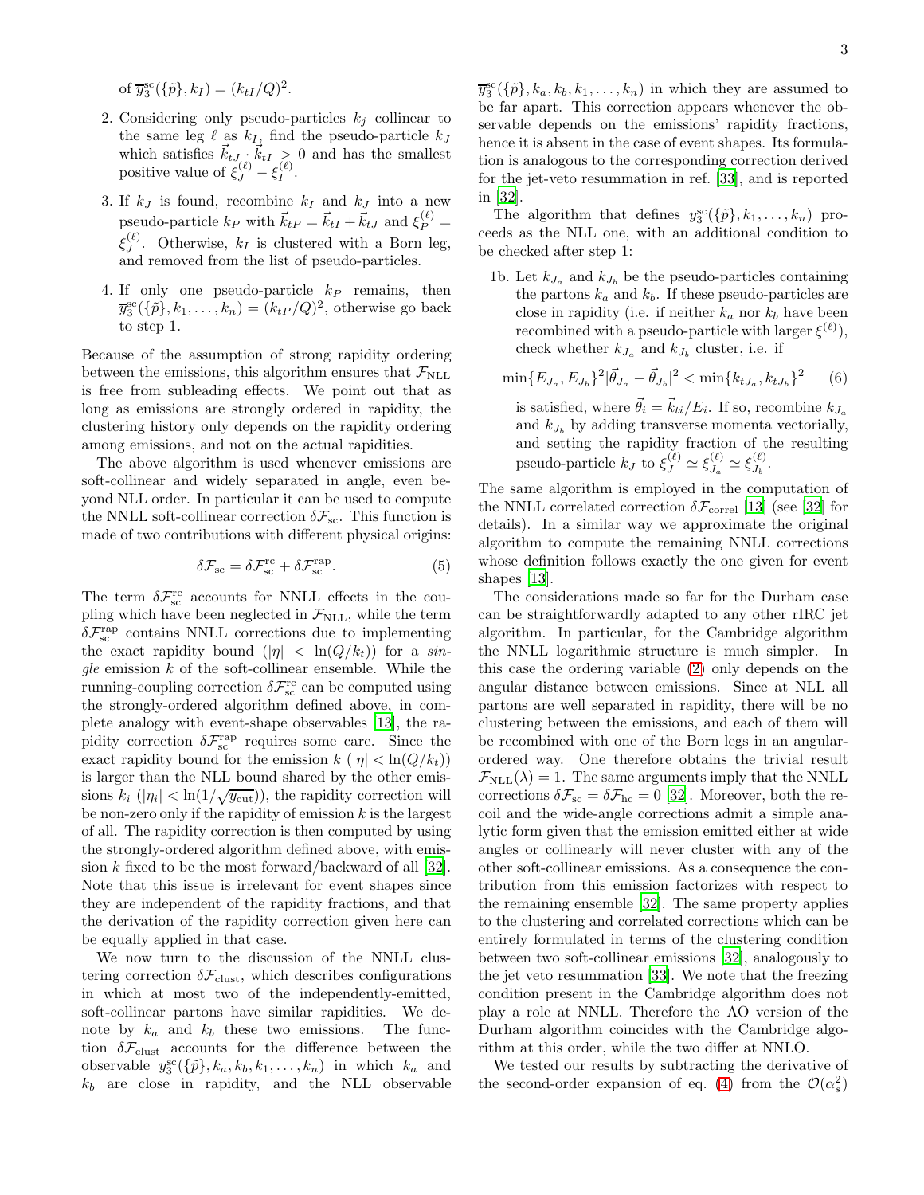of $\overline{y}_3^{\rm sc}(\{\tilde{p}\}, k_I) = (k_{tI}/Q)^2$.

2. Considering only pseudo-particles $k_j$ collinear to the same leg $\ell$ as $k_I$, find the pseudo-particle $k_J$ which satisfies $\vec{k}_{tJ} \cdot \vec{k}_{tI} > 0$ and has the smallest positive value of $\xi_J^{(\ell)} - \xi_I^{(\ell)}$.

3. If $k_J$ is found, recombine $k_I$ and $k_J$ into a new pseudo-particle $k_P$ with $\vec{k}_{tP} = \vec{k}_{tI} + \vec{k}_{tJ}$ and $\xi_P^{(\ell)} = \xi_J^{(\ell)}$. Otherwise, $k_I$ is clustered with a Born leg, and removed from the list of pseudo-particles.

4. If only one pseudo-particle $k_P$ remains, then $\overline{y}_3^{\rm sc}(\{\tilde{p}\}, k_1, \dots, k_n) = (k_{tP}/Q)^2$, otherwise go back to step 1.

Because of the assumption of strong rapidity ordering between the emissions, this algorithm ensures that $\mathcal{F}_{\rm NLL}$ is free from subleading effects. We point out that as long as emissions are strongly ordered in rapidity, the clustering history only depends on the rapidity ordering among emissions, and not on the actual rapidities.

The above algorithm is used whenever emissions are soft-collinear and widely separated in angle, even beyond NLL order. In particular it can be used to compute the NNLL soft-collinear correction $\delta\mathcal{F}_{\rm sc}$. This function is made of two contributions with different physical origins:

$$\delta\mathcal{F}_{\rm sc} = \delta\mathcal{F}_{\rm sc}^{\rm rc} + \delta\mathcal{F}_{\rm sc}^{\rm rap}. \tag{5}$$

The term $\delta\mathcal{F}_{\rm sc}^{\rm rc}$ accounts for NNLL effects in the coupling which have been neglected in $\mathcal{F}_{\rm NLL}$, while the term $\delta\mathcal{F}_{\rm sc}^{\rm rap}$ contains NNLL corrections due to implementing the exact rapidity bound ($|\eta| < \ln(Q/k_t)$) for a *single* emission $k$ of the soft-collinear ensemble. While the running-coupling correction $\delta\mathcal{F}_{\rm sc}^{\rm rc}$ can be computed using the strongly-ordered algorithm defined above, in complete analogy with event-shape observables [13], the rapidity correction $\delta\mathcal{F}_{\rm sc}^{\rm rap}$ requires some care. Since the exact rapidity bound for the emission $k$ ($|\eta| < \ln(Q/k_t)$) is larger than the NLL bound shared by the other emissions $k_i$ ($|\eta_i| < \ln(1/\sqrt{y_{\rm cut}})$), the rapidity correction will be non-zero only if the rapidity of emission $k$ is the largest of all. The rapidity correction is then computed by using the strongly-ordered algorithm defined above, with emission $k$ fixed to be the most forward/backward of all [32]. Note that this issue is irrelevant for event shapes since they are independent of the rapidity fractions, and that the derivation of the rapidity correction given here can be equally applied in that case.

We now turn to the discussion of the NNLL clustering correction $\delta\mathcal{F}_{\rm clust}$, which describes configurations in which at most two of the independently-emitted, soft-collinear partons have similar rapidities. We denote by $k_a$ and $k_b$ these two emissions. The function $\delta\mathcal{F}_{\rm clust}$ accounts for the difference between the observable $y_3^{\rm sc}(\{\tilde{p}\}, k_a, k_b, k_1, \dots, k_n)$ in which $k_a$ and $k_b$ are close in rapidity, and the NLL observable $\overline{y}_3^{\rm sc}(\{\tilde{p}\}, k_a, k_b, k_1, \dots, k_n)$ in which they are assumed to be far apart. This correction appears whenever the observable depends on the emissions' rapidity fractions, hence it is absent in the case of event shapes. Its formulation is analogous to the corresponding correction derived for the jet-veto resummation in ref. [33], and is reported in [32].

The algorithm that defines $y_3^{\rm sc}(\{\tilde{p}\}, k_1, \dots, k_n)$ proceeds as the NLL one, with an additional condition to be checked after step 1:

1b. Let $k_{J_a}$ and $k_{J_b}$ be the pseudo-particles containing the partons $k_a$ and $k_b$. If these pseudo-particles are close in rapidity (i.e. if neither $k_a$ nor $k_b$ have been recombined with a pseudo-particle with larger $\xi^{(\ell)}$), check whether $k_{J_a}$ and $k_{J_b}$ cluster, i.e. if

$$\min\{E_{J_a}, E_{J_b}\}^2 |\vec{\theta}_{J_a} - \vec{\theta}_{J_b}|^2 < \min\{k_{tJ_a}, k_{tJ_b}\}^2 \tag{6}$$

is satisfied, where $\vec{\theta}_i = \vec{k}_{ti}/E_i$. If so, recombine $k_{J_a}$ and $k_{J_b}$ by adding transverse momenta vectorially, and setting the rapidity fraction of the resulting pseudo-particle $k_J$ to $\xi_J^{(\ell)} \simeq \xi_{J_a}^{(\ell)} \simeq \xi_{J_b}^{(\ell)}$.

The same algorithm is employed in the computation of the NNLL correlated correction $\delta\mathcal{F}_{\rm correl}$ [13] (see [32] for details). In a similar way we approximate the original algorithm to compute the remaining NNLL corrections whose definition follows exactly the one given for event shapes [13].

The considerations made so far for the Durham case can be straightforwardly adapted to any other rIRC jet algorithm. In particular, for the Cambridge algorithm the NNLL logarithmic structure is much simpler. In this case the ordering variable (2) only depends on the angular distance between emissions. Since at NLL all partons are well separated in rapidity, there will be no clustering between the emissions, and each of them will be recombined with one of the Born legs in an angular-ordered way. One therefore obtains the trivial result $\mathcal{F}_{\rm NLL}(\lambda) = 1$. The same arguments imply that the NNLL corrections $\delta\mathcal{F}_{\rm sc} = \delta\mathcal{F}_{\rm hc} = 0$ [32]. Moreover, both the recoil and the wide-angle corrections admit a simple analytic form given that the emission emitted either at wide angles or collinearly will never cluster with any of the other soft-collinear emissions. As a consequence the contribution from this emission factorizes with respect to the remaining ensemble [32]. The same property applies to the clustering and correlated corrections which can be entirely formulated in terms of the clustering condition between two soft-collinear emissions [32], analogously to the jet veto resummation [33]. We note that the freezing condition present in the Cambridge algorithm does not play a role at NNLL. Therefore the AO version of the Durham algorithm coincides with the Cambridge algorithm at this order, while the two differ at NNLO.

We tested our results by subtracting the derivative of the second-order expansion of eq. (4) from the $\mathcal{O}(\alpha_s^2)$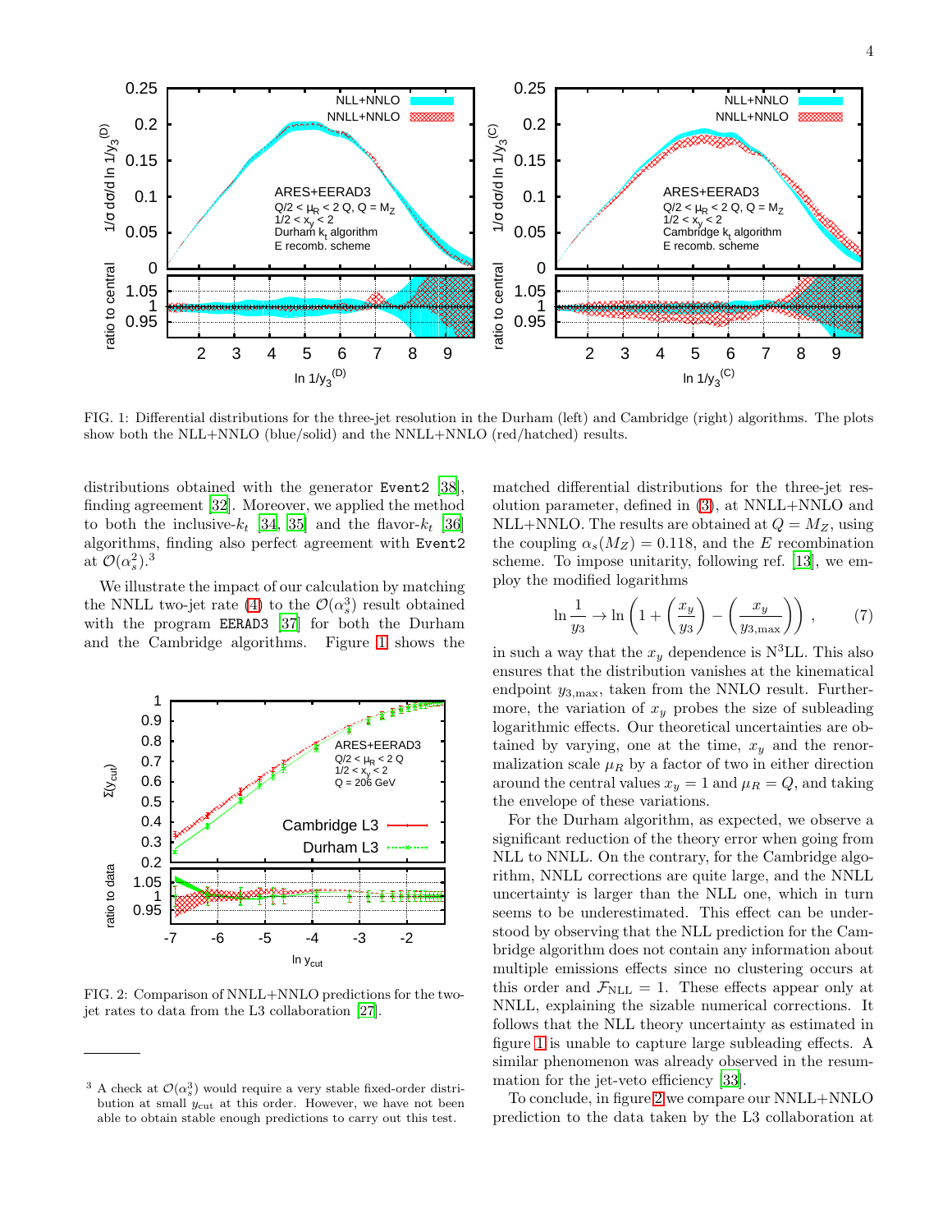FIG. 1: Differential distributions for the three-jet resolution in the Durham (left) and Cambridge (right) algorithms. The plots show both the NLL+NNLO (blue/solid) and the NNLL+NNLO (red/hatched) results.

distributions obtained with the generator `Event2` [38], finding agreement [32]. Moreover, we applied the method to both the inclusive-$k_t$ [34, 35] and the flavor-$k_t$ [36] algorithms, finding also perfect agreement with `Event2` at $\mathcal{O}(\alpha_s^2)$.[3]

We illustrate the impact of our calculation by matching the NNLL two-jet rate (4) to the $\mathcal{O}(\alpha_s^3)$ result obtained with the program `EERAD3` [37] for both the Durham and the Cambridge algorithms. Figure 1 shows the matched differential distributions for the three-jet resolution parameter, defined in (3), at NNLL+NNLO and NLL+NNLO. The results are obtained at $Q = M_Z$, using the coupling $\alpha_s(M_Z) = 0.118$, and the $E$ recombination scheme. To impose unitarity, following ref. [13], we employ the modified logarithms

$$\ln\frac{1}{y_3} \to \ln\left(1 + \left(\frac{x_y}{y_3}\right) - \left(\frac{x_y}{y_{3,\max}}\right)\right), \qquad (7)$$

in such a way that the $x_y$ dependence is N$^3$LL. This also ensures that the distribution vanishes at the kinematical endpoint $y_{3,\max}$, taken from the NNLO result. Furthermore, the variation of $x_y$ probes the size of subleading logarithmic effects. Our theoretical uncertainties are obtained by varying, one at the time, $x_y$ and the renormalization scale $\mu_R$ by a factor of two in either direction around the central values $x_y = 1$ and $\mu_R = Q$, and taking the envelope of these variations.

For the Durham algorithm, as expected, we observe a significant reduction of the theory error when going from NLL to NNLL. On the contrary, for the Cambridge algorithm, NNLL corrections are quite large, and the NNLL uncertainty is larger than the NLL one, which in turn seems to be underestimated. This effect can be understood by observing that the NLL prediction for the Cambridge algorithm does not contain any information about multiple emissions effects since no clustering occurs at this order and $\mathcal{F}_{\rm NLL} = 1$. These effects appear only at NNLL, explaining the sizable numerical corrections. It follows that the NLL theory uncertainty as estimated in figure 1 is unable to capture large subleading effects. A similar phenomenon was already observed in the resummation for the jet-veto efficiency [33].

To conclude, in figure 2 we compare our NNLL+NNLO prediction to the data taken by the L3 collaboration at

FIG. 2: Comparison of NNLL+NNLO predictions for the two-jet rates to data from the L3 collaboration [27].

[3] A check at $\mathcal{O}(\alpha_s^3)$ would require a very stable fixed-order distribution at small $y_{\rm cut}$ at this order. However, we have not been able to obtain stable enough predictions to carry out this test.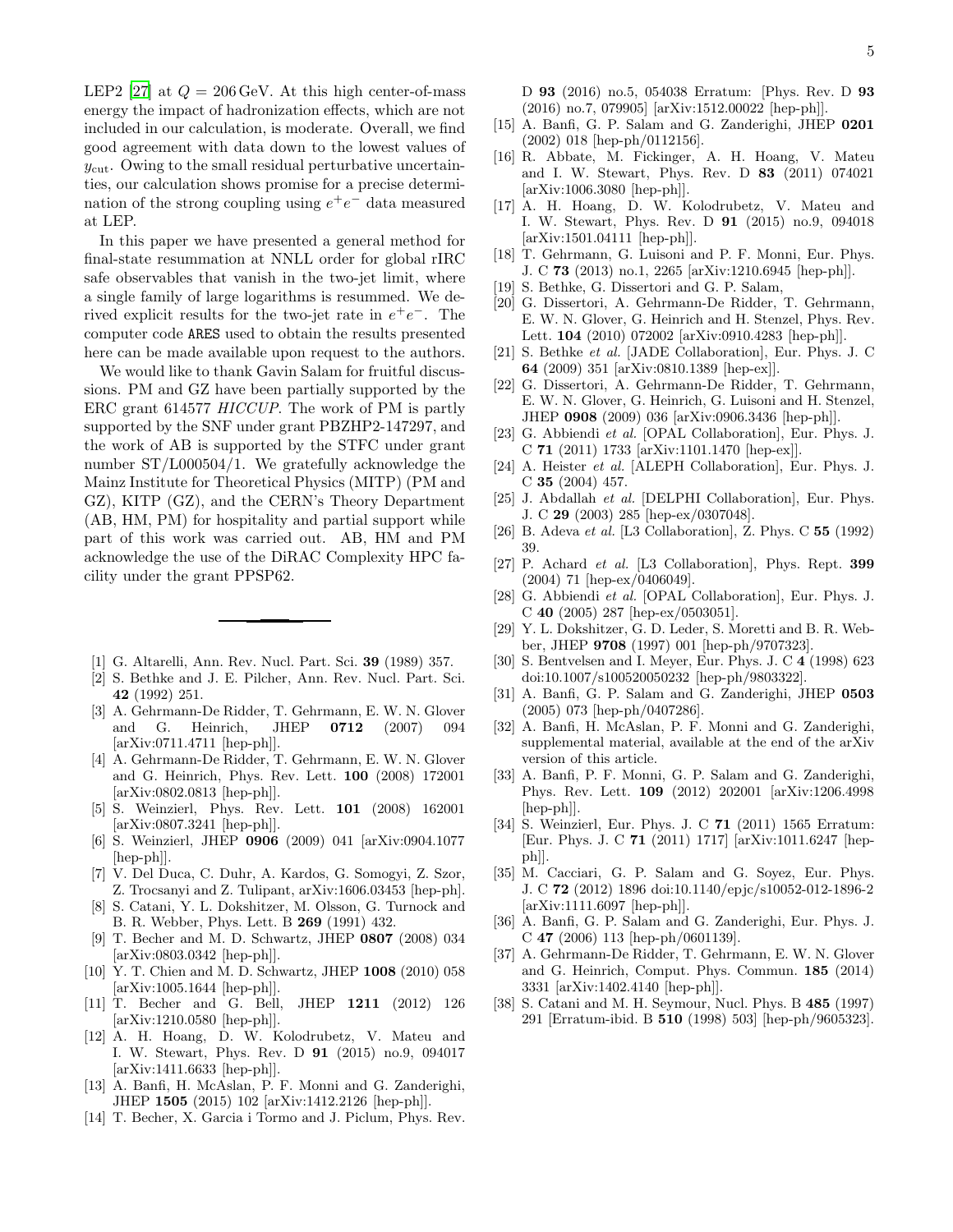LEP2 [27] at $Q = 206\,\text{GeV}$. At this high center-of-mass energy the impact of hadronization effects, which are not included in our calculation, is moderate. Overall, we find good agreement with data down to the lowest values of $y_{\text{cut}}$. Owing to the small residual perturbative uncertainties, our calculation shows promise for a precise determination of the strong coupling using $e^+e^-$ data measured at LEP.

In this paper we have presented a general method for final-state resummation at NNLL order for global rIRC safe observables that vanish in the two-jet limit, where a single family of large logarithms is resummed. We derived explicit results for the two-jet rate in $e^+e^-$. The computer code ARES used to obtain the results presented here can be made available upon request to the authors.

We would like to thank Gavin Salam for fruitful discussions. PM and GZ have been partially supported by the ERC grant 614577 *HICCUP*. The work of PM is partly supported by the SNF under grant PBZHP2-147297, and the work of AB is supported by the STFC under grant number ST/L000504/1. We gratefully acknowledge the Mainz Institute for Theoretical Physics (MITP) (PM and GZ), KITP (GZ), and the CERN's Theory Department (AB, HM, PM) for hospitality and partial support while part of this work was carried out. AB, HM and PM acknowledge the use of the DiRAC Complexity HPC facility under the grant PPSP62.

---

[1] G. Altarelli, Ann. Rev. Nucl. Part. Sci. **39** (1989) 357.
[2] S. Bethke and J. E. Pilcher, Ann. Rev. Nucl. Part. Sci. **42** (1992) 251.
[3] A. Gehrmann-De Ridder, T. Gehrmann, E. W. N. Glover and G. Heinrich, JHEP **0712** (2007) 094 [arXiv:0711.4711 [hep-ph]].
[4] A. Gehrmann-De Ridder, T. Gehrmann, E. W. N. Glover and G. Heinrich, Phys. Rev. Lett. **100** (2008) 172001 [arXiv:0802.0813 [hep-ph]].
[5] S. Weinzierl, Phys. Rev. Lett. **101** (2008) 162001 [arXiv:0807.3241 [hep-ph]].
[6] S. Weinzierl, JHEP **0906** (2009) 041 [arXiv:0904.1077 [hep-ph]].
[7] V. Del Duca, C. Duhr, A. Kardos, G. Somogyi, Z. Szor, Z. Trocsanyi and Z. Tulipant, arXiv:1606.03453 [hep-ph].
[8] S. Catani, Y. L. Dokshitzer, M. Olsson, G. Turnock and B. R. Webber, Phys. Lett. B **269** (1991) 432.
[9] T. Becher and M. D. Schwartz, JHEP **0807** (2008) 034 [arXiv:0803.0342 [hep-ph]].
[10] Y. T. Chien and M. D. Schwartz, JHEP **1008** (2010) 058 [arXiv:1005.1644 [hep-ph]].
[11] T. Becher and G. Bell, JHEP **1211** (2012) 126 [arXiv:1210.0580 [hep-ph]].
[12] A. H. Hoang, D. W. Kolodrubetz, V. Mateu and I. W. Stewart, Phys. Rev. D **91** (2015) no.9, 094017 [arXiv:1411.6633 [hep-ph]].
[13] A. Banfi, H. McAslan, P. F. Monni and G. Zanderighi, JHEP **1505** (2015) 102 [arXiv:1412.2126 [hep-ph]].
[14] T. Becher, X. Garcia i Tormo and J. Piclum, Phys. Rev. D **93** (2016) no.5, 054038 Erratum: [Phys. Rev. D **93** (2016) no.7, 079905] [arXiv:1512.00022 [hep-ph]].
[15] A. Banfi, G. P. Salam and G. Zanderighi, JHEP **0201** (2002) 018 [hep-ph/0112156].
[16] R. Abbate, M. Fickinger, A. H. Hoang, V. Mateu and I. W. Stewart, Phys. Rev. D **83** (2011) 074021 [arXiv:1006.3080 [hep-ph]].
[17] A. H. Hoang, D. W. Kolodrubetz, V. Mateu and I. W. Stewart, Phys. Rev. D **91** (2015) no.9, 094018 [arXiv:1501.04111 [hep-ph]].
[18] T. Gehrmann, G. Luisoni and P. F. Monni, Eur. Phys. J. C **73** (2013) no.1, 2265 [arXiv:1210.6945 [hep-ph]].
[19] S. Bethke, G. Dissertori and G. P. Salam,
[20] G. Dissertori, A. Gehrmann-De Ridder, T. Gehrmann, E. W. N. Glover, G. Heinrich and H. Stenzel, Phys. Rev. Lett. **104** (2010) 072002 [arXiv:0910.4283 [hep-ph]].
[21] S. Bethke *et al.* [JADE Collaboration], Eur. Phys. J. C **64** (2009) 351 [arXiv:0810.1389 [hep-ex]].
[22] G. Dissertori, A. Gehrmann-De Ridder, T. Gehrmann, E. W. N. Glover, G. Heinrich, G. Luisoni and H. Stenzel, JHEP **0908** (2009) 036 [arXiv:0906.3436 [hep-ph]].
[23] G. Abbiendi *et al.* [OPAL Collaboration], Eur. Phys. J. C **71** (2011) 1733 [arXiv:1101.1470 [hep-ex]].
[24] A. Heister *et al.* [ALEPH Collaboration], Eur. Phys. J. C **35** (2004) 457.
[25] J. Abdallah *et al.* [DELPHI Collaboration], Eur. Phys. J. C **29** (2003) 285 [hep-ex/0307048].
[26] B. Adeva *et al.* [L3 Collaboration], Z. Phys. C **55** (1992) 39.
[27] P. Achard *et al.* [L3 Collaboration], Phys. Rept. **399** (2004) 71 [hep-ex/0406049].
[28] G. Abbiendi *et al.* [OPAL Collaboration], Eur. Phys. J. C **40** (2005) 287 [hep-ex/0503051].
[29] Y. L. Dokshitzer, G. D. Leder, S. Moretti and B. R. Webber, JHEP **9708** (1997) 001 [hep-ph/9707323].
[30] S. Bentvelsen and I. Meyer, Eur. Phys. J. C **4** (1998) 623 doi:10.1007/s100520050232 [hep-ph/9803322].
[31] A. Banfi, G. P. Salam and G. Zanderighi, JHEP **0503** (2005) 073 [hep-ph/0407286].
[32] A. Banfi, H. McAslan, P. F. Monni and G. Zanderighi, supplemental material, available at the end of the arXiv version of this article.
[33] A. Banfi, P. F. Monni, G. P. Salam and G. Zanderighi, Phys. Rev. Lett. **109** (2012) 202001 [arXiv:1206.4998 [hep-ph]].
[34] S. Weinzierl, Eur. Phys. J. C **71** (2011) 1565 Erratum: [Eur. Phys. J. C **71** (2011) 1717] [arXiv:1011.6247 [hep-ph]].
[35] M. Cacciari, G. P. Salam and G. Soyez, Eur. Phys. J. C **72** (2012) 1896 doi:10.1140/epjc/s10052-012-1896-2 [arXiv:1111.6097 [hep-ph]].
[36] A. Banfi, G. P. Salam and G. Zanderighi, Eur. Phys. J. C **47** (2006) 113 [hep-ph/0601139].
[37] A. Gehrmann-De Ridder, T. Gehrmann, E. W. N. Glover and G. Heinrich, Comput. Phys. Commun. **185** (2014) 3331 [arXiv:1402.4140 [hep-ph]].
[38] S. Catani and M. H. Seymour, Nucl. Phys. B **485** (1997) 291 [Erratum-ibid. B **510** (1998) 503] [hep-ph/9605323].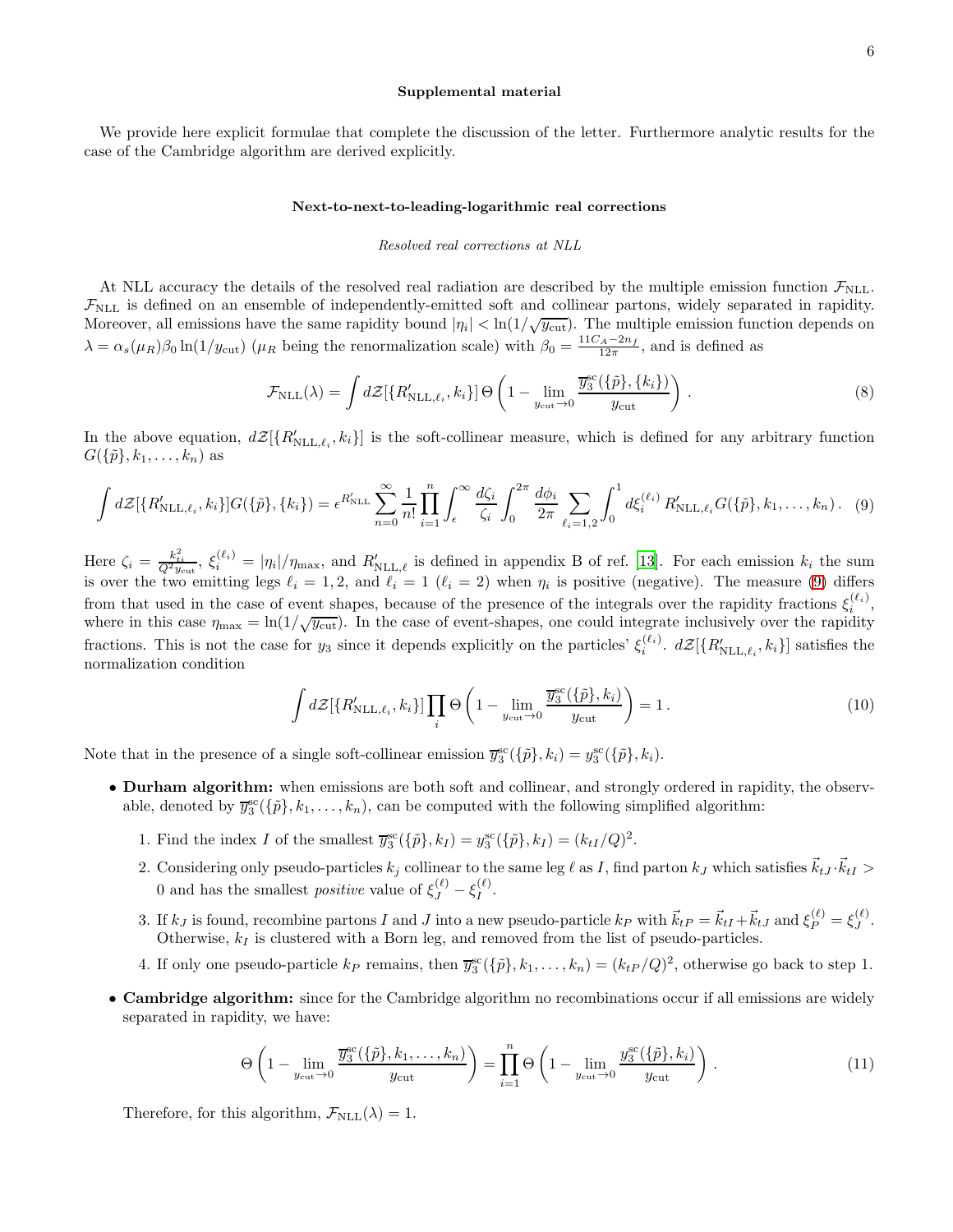## Supplemental material

We provide here explicit formulae that complete the discussion of the letter. Furthermore analytic results for the case of the Cambridge algorithm are derived explicitly.

### Next-to-next-to-leading-logarithmic real corrections

*Resolved real corrections at NLL*

At NLL accuracy the details of the resolved real radiation are described by the multiple emission function $\mathcal{F}_{\rm NLL}$. $\mathcal{F}_{\rm NLL}$ is defined on an ensemble of independently-emitted soft and collinear partons, widely separated in rapidity. Moreover, all emissions have the same rapidity bound $|\eta_i| < \ln(1/\sqrt{y_{\rm cut}})$. The multiple emission function depends on $\lambda = \alpha_s(\mu_R)\beta_0 \ln(1/y_{\rm cut})$ ($\mu_R$ being the renormalization scale) with $\beta_0 = \frac{11C_A - 2n_f}{12\pi}$, and is defined as

$$\mathcal{F}_{\rm NLL}(\lambda) = \int d\mathcal{Z}[\{R'_{{\rm NLL},\ell_i}, k_i\}]\, \Theta\left(1 - \lim_{y_{\rm cut}\to 0} \frac{\overline{y}_3^{\rm sc}(\{\tilde{p}\}, \{k_i\})}{y_{\rm cut}}\right). \tag{8}$$

In the above equation, $d\mathcal{Z}[\{R'_{{\rm NLL},\ell_i}, k_i\}]$ is the soft-collinear measure, which is defined for any arbitrary function $G(\{\tilde{p}\}, k_1, \ldots, k_n)$ as

$$\int d\mathcal{Z}[\{R'_{{\rm NLL},\ell_i}, k_i\}] G(\{\tilde{p}\}, \{k_i\}) = \epsilon^{R'_{\rm NLL}} \sum_{n=0}^{\infty} \frac{1}{n!} \prod_{i=1}^{n} \int_{\epsilon}^{\infty} \frac{d\zeta_i}{\zeta_i} \int_0^{2\pi} \frac{d\phi_i}{2\pi} \sum_{\ell_i=1,2} \int_0^1 d\xi_i^{(\ell_i)}\, R'_{{\rm NLL},\ell_i} G(\{\tilde{p}\}, k_1, \ldots, k_n). \tag{9}$$

Here $\zeta_i = \frac{k_{ti}^2}{Q^2 y_{\rm cut}}$, $\xi_i^{(\ell_i)} = |\eta_i|/\eta_{\rm max}$, and $R'_{{\rm NLL},\ell}$ is defined in appendix B of ref. [13]. For each emission $k_i$ the sum is over the two emitting legs $\ell_i = 1, 2$, and $\ell_i = 1$ ($\ell_i = 2$) when $\eta_i$ is positive (negative). The measure (9) differs from that used in the case of event shapes, because of the presence of the integrals over the rapidity fractions $\xi_i^{(\ell_i)}$, where in this case $\eta_{\rm max} = \ln(1/\sqrt{y_{\rm cut}})$. In the case of event-shapes, one could integrate inclusively over the rapidity fractions. This is not the case for $y_3$ since it depends explicitly on the particles' $\xi_i^{(\ell_i)}$. $d\mathcal{Z}[\{R'_{{\rm NLL},\ell_i}, k_i\}]$ satisfies the normalization condition

$$\int d\mathcal{Z}[\{R'_{{\rm NLL},\ell_i}, k_i\}] \prod_i \Theta\left(1 - \lim_{y_{\rm cut}\to 0} \frac{\overline{y}_3^{\rm sc}(\{\tilde{p}\}, k_i)}{y_{\rm cut}}\right) = 1. \tag{10}$$

Note that in the presence of a single soft-collinear emission $\overline{y}_3^{\rm sc}(\{\tilde{p}\}, k_i) = y_3^{\rm sc}(\{\tilde{p}\}, k_i)$.

- **Durham algorithm:** when emissions are both soft and collinear, and strongly ordered in rapidity, the observable, denoted by $\overline{y}_3^{\rm sc}(\{\tilde{p}\}, k_1, \ldots, k_n)$, can be computed with the following simplified algorithm:

  1. Find the index $I$ of the smallest $\overline{y}_3^{\rm sc}(\{\tilde{p}\}, k_I) = y_3^{\rm sc}(\{\tilde{p}\}, k_I) = (k_{tI}/Q)^2$.
  2. Considering only pseudo-particles $k_j$ collinear to the same leg $\ell$ as $I$, find parton $k_J$ which satisfies $\vec{k}_{tJ} \cdot \vec{k}_{tI} > 0$ and has the smallest *positive* value of $\xi_J^{(\ell)} - \xi_I^{(\ell)}$.
  3. If $k_J$ is found, recombine partons $I$ and $J$ into a new pseudo-particle $k_P$ with $\vec{k}_{tP} = \vec{k}_{tI} + \vec{k}_{tJ}$ and $\xi_P^{(\ell)} = \xi_J^{(\ell)}$. Otherwise, $k_I$ is clustered with a Born leg, and removed from the list of pseudo-particles.
  4. If only one pseudo-particle $k_P$ remains, then $\overline{y}_3^{\rm sc}(\{\tilde{p}\}, k_1, \ldots, k_n) = (k_{tP}/Q)^2$, otherwise go back to step 1.

- **Cambridge algorithm:** since for the Cambridge algorithm no recombinations occur if all emissions are widely separated in rapidity, we have:

$$\Theta\left(1 - \lim_{y_{\rm cut}\to 0} \frac{\overline{y}_3^{\rm sc}(\{\tilde{p}\}, k_1, \ldots, k_n)}{y_{\rm cut}}\right) = \prod_{i=1}^{n} \Theta\left(1 - \lim_{y_{\rm cut}\to 0} \frac{y_3^{\rm sc}(\{\tilde{p}\}, k_i)}{y_{\rm cut}}\right). \tag{11}$$

  Therefore, for this algorithm, $\mathcal{F}_{\rm NLL}(\lambda) = 1$.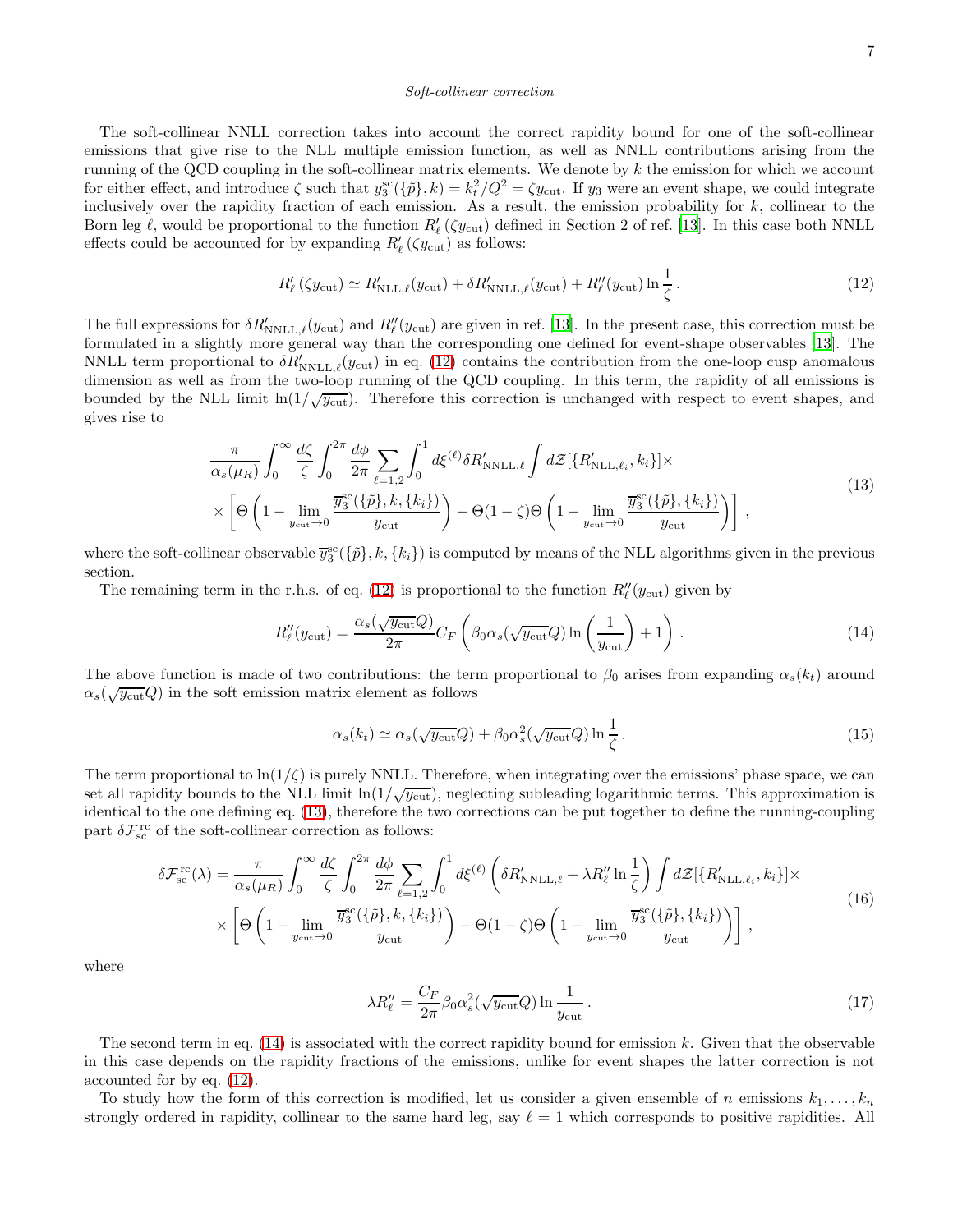*Soft-collinear correction*

The soft-collinear NNLL correction takes into account the correct rapidity bound for one of the soft-collinear emissions that give rise to the NLL multiple emission function, as well as NNLL contributions arising from the running of the QCD coupling in the soft-collinear matrix elements. We denote by $k$ the emission for which we account for either effect, and introduce $\zeta$ such that $y_3^{\rm sc}(\{\tilde{p}\},k) = k_t^2/Q^2 = \zeta y_{\rm cut}$. If $y_3$ were an event shape, we could integrate inclusively over the rapidity fraction of each emission. As a result, the emission probability for $k$, collinear to the Born leg $\ell$, would be proportional to the function $R'_\ell(\zeta y_{\rm cut})$ defined in Section 2 of ref. [13]. In this case both NNLL effects could be accounted for by expanding $R'_\ell(\zeta y_{\rm cut})$ as follows:

$$R'_\ell(\zeta y_{\rm cut}) \simeq R'_{\rm NLL,\ell}(y_{\rm cut}) + \delta R'_{\rm NNLL,\ell}(y_{\rm cut}) + R''_\ell(y_{\rm cut}) \ln\frac{1}{\zeta}\,. \tag{12}$$

The full expressions for $\delta R'_{\rm NNLL,\ell}(y_{\rm cut})$ and $R''_\ell(y_{\rm cut})$ are given in ref. [13]. In the present case, this correction must be formulated in a slightly more general way than the corresponding one defined for event-shape observables [13]. The NNLL term proportional to $\delta R'_{\rm NNLL,\ell}(y_{\rm cut})$ in eq. (12) contains the contribution from the one-loop cusp anomalous dimension as well as from the two-loop running of the QCD coupling. In this term, the rapidity of all emissions is bounded by the NLL limit $\ln(1/\sqrt{y_{\rm cut}})$. Therefore this correction is unchanged with respect to event shapes, and gives rise to

$$\begin{aligned}
&\frac{\pi}{\alpha_s(\mu_R)}\int_0^\infty \frac{d\zeta}{\zeta}\int_0^{2\pi}\frac{d\phi}{2\pi}\sum_{\ell=1,2}\int_0^1 d\xi^{(\ell)}\delta R'_{\rm NNLL,\ell}\int d\mathcal{Z}[\{R'_{\rm NLL,\ell_i},k_i\}]\times\\
&\times\left[\Theta\left(1-\lim_{y_{\rm cut}\to 0}\frac{\overline{y}_3^{\rm sc}(\{\tilde{p}\},k,\{k_i\})}{y_{\rm cut}}\right)-\Theta(1-\zeta)\Theta\left(1-\lim_{y_{\rm cut}\to 0}\frac{\overline{y}_3^{\rm sc}(\{\tilde{p}\},\{k_i\})}{y_{\rm cut}}\right)\right]\,,
\end{aligned} \tag{13}$$

where the soft-collinear observable $\overline{y}_3^{\rm sc}(\{\tilde{p}\},k,\{k_i\})$ is computed by means of the NLL algorithms given in the previous section.

The remaining term in the r.h.s. of eq. (12) is proportional to the function $R''_\ell(y_{\rm cut})$ given by

$$R''_\ell(y_{\rm cut}) = \frac{\alpha_s(\sqrt{y_{\rm cut}}Q)}{2\pi}C_F\left(\beta_0\alpha_s(\sqrt{y_{\rm cut}}Q)\ln\left(\frac{1}{y_{\rm cut}}\right)+1\right)\,. \tag{14}$$

The above function is made of two contributions: the term proportional to $\beta_0$ arises from expanding $\alpha_s(k_t)$ around $\alpha_s(\sqrt{y_{\rm cut}}Q)$ in the soft emission matrix element as follows

$$\alpha_s(k_t) \simeq \alpha_s(\sqrt{y_{\rm cut}}Q) + \beta_0\alpha_s^2(\sqrt{y_{\rm cut}}Q)\ln\frac{1}{\zeta}\,. \tag{15}$$

The term proportional to $\ln(1/\zeta)$ is purely NNLL. Therefore, when integrating over the emissions' phase space, we can set all rapidity bounds to the NLL limit $\ln(1/\sqrt{y_{\rm cut}})$, neglecting subleading logarithmic terms. This approximation is identical to the one defining eq. (13), therefore the two corrections can be put together to define the running-coupling part $\delta\mathcal{F}_{\rm sc}^{\rm rc}$ of the soft-collinear correction as follows:

$$\begin{aligned}
\delta\mathcal{F}_{\rm sc}^{\rm rc}(\lambda) = &\frac{\pi}{\alpha_s(\mu_R)}\int_0^\infty \frac{d\zeta}{\zeta}\int_0^{2\pi}\frac{d\phi}{2\pi}\sum_{\ell=1,2}\int_0^1 d\xi^{(\ell)}\left(\delta R'_{\rm NNLL,\ell}+\lambda R''_\ell\ln\frac{1}{\zeta}\right)\int d\mathcal{Z}[\{R'_{\rm NLL,\ell_i},k_i\}]\times\\
&\times\left[\Theta\left(1-\lim_{y_{\rm cut}\to 0}\frac{\overline{y}_3^{\rm sc}(\{\tilde{p}\},k,\{k_i\})}{y_{\rm cut}}\right)-\Theta(1-\zeta)\Theta\left(1-\lim_{y_{\rm cut}\to 0}\frac{\overline{y}_3^{\rm sc}(\{\tilde{p}\},\{k_i\})}{y_{\rm cut}}\right)\right]\,,
\end{aligned} \tag{16}$$

where

$$\lambda R''_\ell = \frac{C_F}{2\pi}\beta_0\alpha_s^2(\sqrt{y_{\rm cut}}Q)\ln\frac{1}{y_{\rm cut}}\,. \tag{17}$$

The second term in eq. (14) is associated with the correct rapidity bound for emission $k$. Given that the observable in this case depends on the rapidity fractions of the emissions, unlike for event shapes the latter correction is not accounted for by eq. (12).

To study how the form of this correction is modified, let us consider a given ensemble of $n$ emissions $k_1,\ldots,k_n$ strongly ordered in rapidity, collinear to the same hard leg, say $\ell = 1$ which corresponds to positive rapidities. All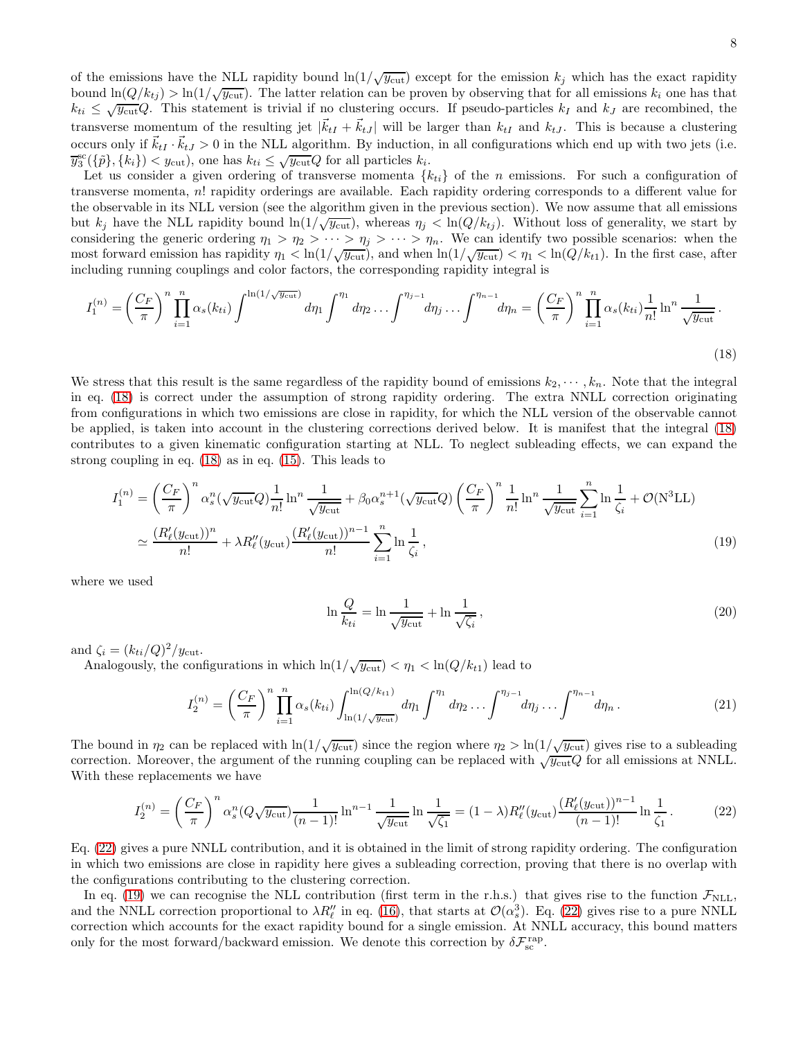of the emissions have the NLL rapidity bound $\ln(1/\sqrt{y_{\rm cut}})$ except for the emission $k_j$ which has the exact rapidity bound $\ln(Q/k_{tj}) > \ln(1/\sqrt{y_{\rm cut}})$. The latter relation can be proven by observing that for all emissions $k_i$ one has that $k_{ti} \leq \sqrt{y_{\rm cut}}Q$. This statement is trivial if no clustering occurs. If pseudo-particles $k_I$ and $k_J$ are recombined, the transverse momentum of the resulting jet $|\vec{k}_{tI} + \vec{k}_{tJ}|$ will be larger than $k_{tI}$ and $k_{tJ}$. This is because a clustering occurs only if $\vec{k}_{tI} \cdot \vec{k}_{tJ} > 0$ in the NLL algorithm. By induction, in all configurations which end up with two jets (i.e. $\overline{y}_3^{\rm sc}(\{\tilde{p}\},\{k_i\}) < y_{\rm cut}$), one has $k_{ti} \leq \sqrt{y_{\rm cut}}Q$ for all particles $k_i$.

Let us consider a given ordering of transverse momenta $\{k_{ti}\}$ of the $n$ emissions. For such a configuration of transverse momenta, $n!$ rapidity orderings are available. Each rapidity ordering corresponds to a different value for the observable in its NLL version (see the algorithm given in the previous section). We now assume that all emissions but $k_j$ have the NLL rapidity bound $\ln(1/\sqrt{y_{\rm cut}})$, whereas $\eta_j < \ln(Q/k_{tj})$. Without loss of generality, we start by considering the generic ordering $\eta_1 > \eta_2 > \cdots > \eta_j > \cdots > \eta_n$. We can identify two possible scenarios: when the most forward emission has rapidity $\eta_1 < \ln(1/\sqrt{y_{\rm cut}})$, and when $\ln(1/\sqrt{y_{\rm cut}}) < \eta_1 < \ln(Q/k_{t1})$. In the first case, after including running couplings and color factors, the corresponding rapidity integral is

$$I_1^{(n)} = \left(\frac{C_F}{\pi}\right)^n \prod_{i=1}^{n} \alpha_s(k_{ti}) \int^{\ln(1/\sqrt{y_{\rm cut}})} d\eta_1 \int^{\eta_1} d\eta_2 \dots \int^{\eta_{j-1}} d\eta_j \dots \int^{\eta_{n-1}} d\eta_n = \left(\frac{C_F}{\pi}\right)^n \prod_{i=1}^{n} \alpha_s(k_{ti}) \frac{1}{n!} \ln^n \frac{1}{\sqrt{y_{\rm cut}}}\,. \tag{18}$$

We stress that this result is the same regardless of the rapidity bound of emissions $k_2, \cdots, k_n$. Note that the integral in eq. (18) is correct under the assumption of strong rapidity ordering. The extra NNLL correction originating from configurations in which two emissions are close in rapidity, for which the NLL version of the observable cannot be applied, is taken into account in the clustering corrections derived below. It is manifest that the integral (18) contributes to a given kinematic configuration starting at NLL. To neglect subleading effects, we can expand the strong coupling in eq. (18) as in eq. (15). This leads to

$$\begin{aligned} I_1^{(n)} &= \left(\frac{C_F}{\pi}\right)^n \alpha_s^n(\sqrt{y_{\rm cut}}Q) \frac{1}{n!} \ln^n \frac{1}{\sqrt{y_{\rm cut}}} + \beta_0 \alpha_s^{n+1}(\sqrt{y_{\rm cut}}Q) \left(\frac{C_F}{\pi}\right)^n \frac{1}{n!} \ln^n \frac{1}{\sqrt{y_{\rm cut}}} \sum_{i=1}^{n} \ln \frac{1}{\zeta_i} + \mathcal{O}(\text{N}^3\text{LL}) \\ &\simeq \frac{(R'_\ell(y_{\rm cut}))^n}{n!} + \lambda R''_\ell(y_{\rm cut}) \frac{(R'_\ell(y_{\rm cut}))^{n-1}}{n!} \sum_{i=1}^{n} \ln \frac{1}{\zeta_i}\,, \end{aligned} \tag{19}$$

where we used

$$\ln \frac{Q}{k_{ti}} = \ln \frac{1}{\sqrt{y_{\rm cut}}} + \ln \frac{1}{\sqrt{\zeta_i}}\,, \tag{20}$$

and $\zeta_i = (k_{ti}/Q)^2/y_{\rm cut}$.

Analogously, the configurations in which $\ln(1/\sqrt{y_{\rm cut}}) < \eta_1 < \ln(Q/k_{t1})$ lead to

$$I_2^{(n)} = \left(\frac{C_F}{\pi}\right)^n \prod_{i=1}^{n} \alpha_s(k_{ti}) \int_{\ln(1/\sqrt{y_{\rm cut}})}^{\ln(Q/k_{t1})} d\eta_1 \int^{\eta_1} d\eta_2 \dots \int^{\eta_{j-1}} d\eta_j \dots \int^{\eta_{n-1}} d\eta_n\,. \tag{21}$$

The bound in $\eta_2$ can be replaced with $\ln(1/\sqrt{y_{\rm cut}})$ since the region where $\eta_2 > \ln(1/\sqrt{y_{\rm cut}})$ gives rise to a subleading correction. Moreover, the argument of the running coupling can be replaced with $\sqrt{y_{\rm cut}}Q$ for all emissions at NNLL. With these replacements we have

$$I_2^{(n)} = \left(\frac{C_F}{\pi}\right)^n \alpha_s^n(Q\sqrt{y_{\rm cut}}) \frac{1}{(n-1)!} \ln^{n-1} \frac{1}{\sqrt{y_{\rm cut}}} \ln \frac{1}{\sqrt{\zeta_1}} = (1-\lambda) R''_\ell(y_{\rm cut}) \frac{(R'_\ell(y_{\rm cut}))^{n-1}}{(n-1)!} \ln \frac{1}{\zeta_1}\,. \tag{22}$$

Eq. (22) gives a pure NNLL contribution, and it is obtained in the limit of strong rapidity ordering. The configuration in which two emissions are close in rapidity here gives a subleading correction, proving that there is no overlap with the configurations contributing to the clustering correction.

In eq. (19) we can recognise the NLL contribution (first term in the r.h.s.) that gives rise to the function $\mathcal{F}_{\rm NLL}$, and the NNLL correction proportional to $\lambda R''_\ell$ in eq. (16), that starts at $\mathcal{O}(\alpha_s^3)$. Eq. (22) gives rise to a pure NNLL correction which accounts for the exact rapidity bound for a single emission. At NNLL accuracy, this bound matters only for the most forward/backward emission. We denote this correction by $\delta\mathcal{F}_{\rm sc}^{\rm rap}$.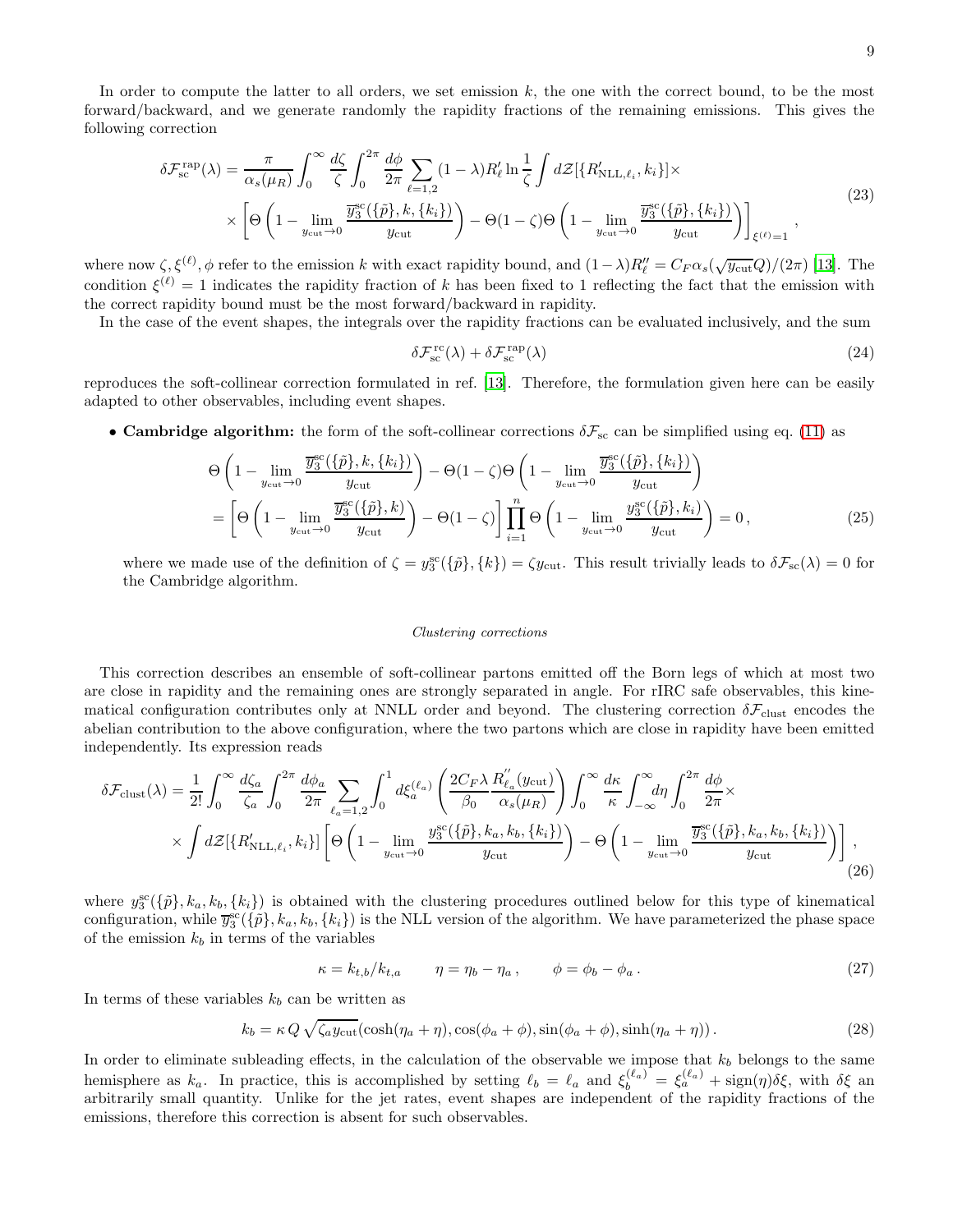In order to compute the latter to all orders, we set emission $k$, the one with the correct bound, to be the most forward/backward, and we generate randomly the rapidity fractions of the remaining emissions. This gives the following correction

$$
\begin{aligned}
\delta\mathcal{F}_{\rm sc}^{\rm rap}(\lambda) = \frac{\pi}{\alpha_s(\mu_R)} \int_0^\infty \frac{d\zeta}{\zeta} \int_0^{2\pi} \frac{d\phi}{2\pi} \sum_{\ell=1,2} (1-\lambda) R'_\ell \ln\frac{1}{\zeta} \int d\mathcal{Z}[\{R'_{{\rm NLL},\ell_i}, k_i\}] \times \\
\times \left[\Theta\left(1 - \lim_{y_{\rm cut}\to 0} \frac{\overline{y}_3^{\rm sc}(\{\tilde{p}\}, k, \{k_i\})}{y_{\rm cut}}\right) - \Theta(1-\zeta)\Theta\left(1 - \lim_{y_{\rm cut}\to 0}\frac{\overline{y}_3^{\rm sc}(\{\tilde{p}\}, \{k_i\})}{y_{\rm cut}}\right)\right]_{\xi^{(\ell)}=1},
\end{aligned}
\tag{23}
$$

where now $\zeta, \xi^{(\ell)}, \phi$ refer to the emission $k$ with exact rapidity bound, and $(1-\lambda)R''_\ell = C_F \alpha_s(\sqrt{y_{\rm cut}}Q)/(2\pi)$ [13]. The condition $\xi^{(\ell)} = 1$ indicates the rapidity fraction of $k$ has been fixed to 1 reflecting the fact that the emission with the correct rapidity bound must be the most forward/backward in rapidity.

In the case of the event shapes, the integrals over the rapidity fractions can be evaluated inclusively, and the sum

$$
\delta\mathcal{F}_{\rm sc}^{\rm rc}(\lambda) + \delta\mathcal{F}_{\rm sc}^{\rm rap}(\lambda)
\tag{24}
$$

reproduces the soft-collinear correction formulated in ref. [13]. Therefore, the formulation given here can be easily adapted to other observables, including event shapes.

- **Cambridge algorithm:** the form of the soft-collinear corrections $\delta\mathcal{F}_{\rm sc}$ can be simplified using eq. (11) as

$$
\begin{aligned}
&\Theta\left(1 - \lim_{y_{\rm cut}\to 0}\frac{\overline{y}_3^{\rm sc}(\{\tilde{p}\}, k, \{k_i\})}{y_{\rm cut}}\right) - \Theta(1-\zeta)\Theta\left(1 - \lim_{y_{\rm cut}\to 0}\frac{\overline{y}_3^{\rm sc}(\{\tilde{p}\}, \{k_i\})}{y_{\rm cut}}\right) \\
&= \left[\Theta\left(1 - \lim_{y_{\rm cut}\to 0}\frac{\overline{y}_3^{\rm sc}(\{\tilde{p}\}, k)}{y_{\rm cut}}\right) - \Theta(1-\zeta)\right]\prod_{i=1}^{n}\Theta\left(1 - \lim_{y_{\rm cut}\to 0}\frac{y_3^{\rm sc}(\{\tilde{p}\}, k_i)}{y_{\rm cut}}\right) = 0\,,
\end{aligned}
\tag{25}
$$

  where we made use of the definition of $\zeta = y_3^{\rm sc}(\{\tilde{p}\}, \{k\}) = \zeta y_{\rm cut}$. This result trivially leads to $\delta\mathcal{F}_{\rm sc}(\lambda) = 0$ for the Cambridge algorithm.

*Clustering corrections*

This correction describes an ensemble of soft-collinear partons emitted off the Born legs of which at most two are close in rapidity and the remaining ones are strongly separated in angle. For rIRC safe observables, this kinematical configuration contributes only at NNLL order and beyond. The clustering correction $\delta\mathcal{F}_{\rm clust}$ encodes the abelian contribution to the above configuration, where the two partons which are close in rapidity have been emitted independently. Its expression reads

$$
\begin{aligned}
\delta\mathcal{F}_{\rm clust}(\lambda) = \frac{1}{2!}\int_0^\infty \frac{d\zeta_a}{\zeta_a}\int_0^{2\pi}\frac{d\phi_a}{2\pi}\sum_{\ell_a=1,2}\int_0^1 d\xi_a^{(\ell_a)}\left(\frac{2C_F\lambda}{\beta_0}\frac{R''_{\ell_a}(y_{\rm cut})}{\alpha_s(\mu_R)}\right)\int_0^\infty\frac{d\kappa}{\kappa}\int_{-\infty}^{\infty}d\eta\int_0^{2\pi}\frac{d\phi}{2\pi}\times \\
\times \int d\mathcal{Z}[\{R'_{{\rm NLL},\ell_i}, k_i\}]\left[\Theta\left(1 - \lim_{y_{\rm cut}\to 0}\frac{y_3^{\rm sc}(\{\tilde{p}\}, k_a, k_b, \{k_i\})}{y_{\rm cut}}\right) - \Theta\left(1 - \lim_{y_{\rm cut}\to 0}\frac{\overline{y}_3^{\rm sc}(\{\tilde{p}\}, k_a, k_b, \{k_i\})}{y_{\rm cut}}\right)\right],
\end{aligned}
\tag{26}
$$

where $y_3^{\rm sc}(\{\tilde{p}\}, k_a, k_b, \{k_i\})$ is obtained with the clustering procedures outlined below for this type of kinematical configuration, while $\overline{y}_3^{\rm sc}(\{\tilde{p}\}, k_a, k_b, \{k_i\})$ is the NLL version of the algorithm. We have parameterized the phase space of the emission $k_b$ in terms of the variables

$$
\kappa = k_{t,b}/k_{t,a} \qquad \eta = \eta_b - \eta_a\,, \qquad \phi = \phi_b - \phi_a\,.
\tag{27}
$$

In terms of these variables $k_b$ can be written as

$$
k_b = \kappa\, Q\,\sqrt{\zeta_a y_{\rm cut}}(\cosh(\eta_a + \eta), \cos(\phi_a + \phi), \sin(\phi_a + \phi), \sinh(\eta_a + \eta))\,.
\tag{28}
$$

In order to eliminate subleading effects, in the calculation of the observable we impose that $k_b$ belongs to the same hemisphere as $k_a$. In practice, this is accomplished by setting $\ell_b = \ell_a$ and $\xi_b^{(\ell_a)} = \xi_a^{(\ell_a)} + {\rm sign}(\eta)\delta\xi$, with $\delta\xi$ an arbitrarily small quantity. Unlike for the jet rates, event shapes are independent of the rapidity fractions of the emissions, therefore this correction is absent for such observables.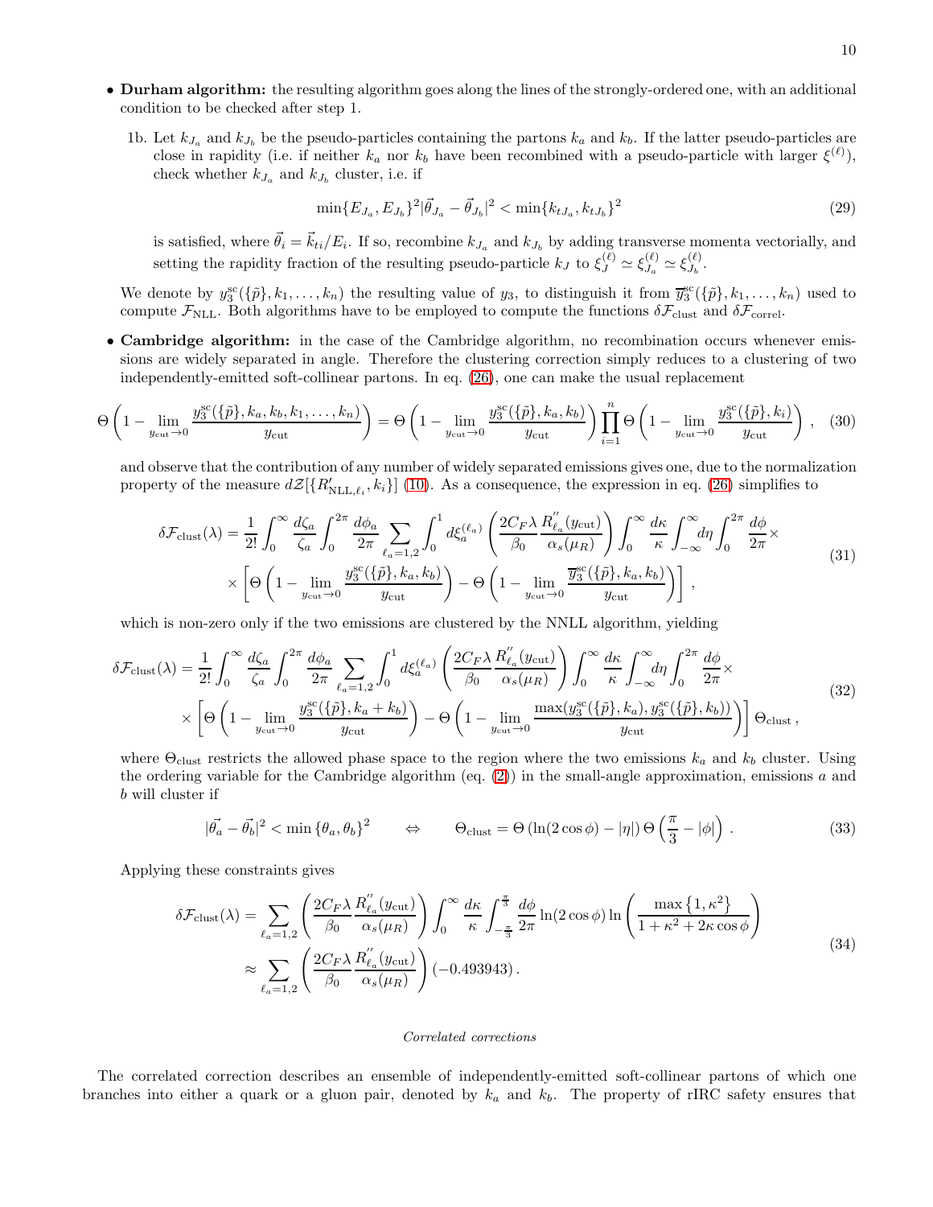- **Durham algorithm:** the resulting algorithm goes along the lines of the strongly-ordered one, with an additional condition to be checked after step 1.

  1b. Let $k_{J_a}$ and $k_{J_b}$ be the pseudo-particles containing the partons $k_a$ and $k_b$. If the latter pseudo-particles are close in rapidity (i.e. if neither $k_a$ nor $k_b$ have been recombined with a pseudo-particle with larger $\xi^{(\ell)}$), check whether $k_{J_a}$ and $k_{J_b}$ cluster, i.e. if

$$\min\{E_{J_a}, E_{J_b}\}^2 |\vec{\theta}_{J_a} - \vec{\theta}_{J_b}|^2 < \min\{k_{tJ_a}, k_{tJ_b}\}^2 \tag{29}$$

  is satisfied, where $\vec{\theta}_i = \vec{k}_{ti}/E_i$. If so, recombine $k_{J_a}$ and $k_{J_b}$ by adding transverse momenta vectorially, and setting the rapidity fraction of the resulting pseudo-particle $k_J$ to $\xi_J^{(\ell)} \simeq \xi_{J_a}^{(\ell)} \simeq \xi_{J_b}^{(\ell)}$.

  We denote by $y_3^{\rm sc}(\{\tilde{p}\}, k_1, \dots, k_n)$ the resulting value of $y_3$, to distinguish it from $\overline{y}_3^{\rm sc}(\{\tilde{p}\}, k_1, \dots, k_n)$ used to compute $\mathcal{F}_{\rm NLL}$. Both algorithms have to be employed to compute the functions $\delta\mathcal{F}_{\rm clust}$ and $\delta\mathcal{F}_{\rm correl}$.

- **Cambridge algorithm:** in the case of the Cambridge algorithm, no recombination occurs whenever emissions are widely separated in angle. Therefore the clustering correction simply reduces to a clustering of two independently-emitted soft-collinear partons. In eq. (26), one can make the usual replacement

$$\Theta\left(1 - \lim_{y_{\rm cut}\to 0} \frac{y_3^{\rm sc}(\{\tilde{p}\}, k_a, k_b, k_1, \dots, k_n)}{y_{\rm cut}}\right) = \Theta\left(1 - \lim_{y_{\rm cut}\to 0} \frac{y_3^{\rm sc}(\{\tilde{p}\}, k_a, k_b)}{y_{\rm cut}}\right) \prod_{i=1}^{n} \Theta\left(1 - \lim_{y_{\rm cut}\to 0} \frac{y_3^{\rm sc}(\{\tilde{p}\}, k_i)}{y_{\rm cut}}\right), \tag{30}$$

  and observe that the contribution of any number of widely separated emissions gives one, due to the normalization property of the measure $d\mathcal{Z}[\{R'_{{\rm NLL},\ell_i}, k_i\}]$ (10). As a consequence, the expression in eq. (26) simplifies to

$$\begin{aligned}\delta\mathcal{F}_{\rm clust}(\lambda) = \frac{1}{2!}\int_0^\infty \frac{d\zeta_a}{\zeta_a}\int_0^{2\pi}\frac{d\phi_a}{2\pi}\sum_{\ell_a=1,2}\int_0^1 d\xi_a^{(\ell_a)}\left(\frac{2C_F\lambda}{\beta_0}\frac{R''_{\ell_a}(y_{\rm cut})}{\alpha_s(\mu_R)}\right)\int_0^\infty\frac{d\kappa}{\kappa}\int_{-\infty}^{\infty}d\eta\int_0^{2\pi}\frac{d\phi}{2\pi}\times \\ \times\left[\Theta\left(1 - \lim_{y_{\rm cut}\to 0}\frac{y_3^{\rm sc}(\{\tilde{p}\}, k_a, k_b)}{y_{\rm cut}}\right) - \Theta\left(1 - \lim_{y_{\rm cut}\to 0}\frac{\overline{y}_3^{\rm sc}(\{\tilde{p}\}, k_a, k_b)}{y_{\rm cut}}\right)\right],\end{aligned} \tag{31}$$

  which is non-zero only if the two emissions are clustered by the NNLL algorithm, yielding

$$\begin{aligned}\delta\mathcal{F}_{\rm clust}(\lambda) = \frac{1}{2!}\int_0^\infty \frac{d\zeta_a}{\zeta_a}\int_0^{2\pi}\frac{d\phi_a}{2\pi}\sum_{\ell_a=1,2}\int_0^1 d\xi_a^{(\ell_a)}\left(\frac{2C_F\lambda}{\beta_0}\frac{R''_{\ell_a}(y_{\rm cut})}{\alpha_s(\mu_R)}\right)\int_0^\infty\frac{d\kappa}{\kappa}\int_{-\infty}^{\infty}d\eta\int_0^{2\pi}\frac{d\phi}{2\pi}\times \\ \times\left[\Theta\left(1 - \lim_{y_{\rm cut}\to 0}\frac{y_3^{\rm sc}(\{\tilde{p}\}, k_a + k_b)}{y_{\rm cut}}\right) - \Theta\left(1 - \lim_{y_{\rm cut}\to 0}\frac{\max(y_3^{\rm sc}(\{\tilde{p}\}, k_a), y_3^{\rm sc}(\{\tilde{p}\}, k_b))}{y_{\rm cut}}\right)\right]\Theta_{\rm clust},\end{aligned} \tag{32}$$

  where $\Theta_{\rm clust}$ restricts the allowed phase space to the region where the two emissions $k_a$ and $k_b$ cluster. Using the ordering variable for the Cambridge algorithm (eq. (2)) in the small-angle approximation, emissions $a$ and $b$ will cluster if

$$|\vec{\theta_a} - \vec{\theta_b}|^2 < \min\{\theta_a, \theta_b\}^2 \qquad \Leftrightarrow \qquad \Theta_{\rm clust} = \Theta\left(\ln(2\cos\phi) - |\eta|\right)\Theta\left(\frac{\pi}{3} - |\phi|\right). \tag{33}$$

  Applying these constraints gives

$$\begin{aligned}\delta\mathcal{F}_{\rm clust}(\lambda) &= \sum_{\ell_a=1,2}\left(\frac{2C_F\lambda}{\beta_0}\frac{R''_{\ell_a}(y_{\rm cut})}{\alpha_s(\mu_R)}\right)\int_0^\infty\frac{d\kappa}{\kappa}\int_{-\frac{\pi}{3}}^{\frac{\pi}{3}}\frac{d\phi}{2\pi}\ln(2\cos\phi)\ln\left(\frac{\max\{1,\kappa^2\}}{1+\kappa^2+2\kappa\cos\phi}\right) \\ &\approx \sum_{\ell_a=1,2}\left(\frac{2C_F\lambda}{\beta_0}\frac{R''_{\ell_a}(y_{\rm cut})}{\alpha_s(\mu_R)}\right)(-0.493943).\end{aligned} \tag{34}$$

*Correlated corrections*

The correlated correction describes an ensemble of independently-emitted soft-collinear partons of which one branches into either a quark or a gluon pair, denoted by $k_a$ and $k_b$. The property of rIRC safety ensures that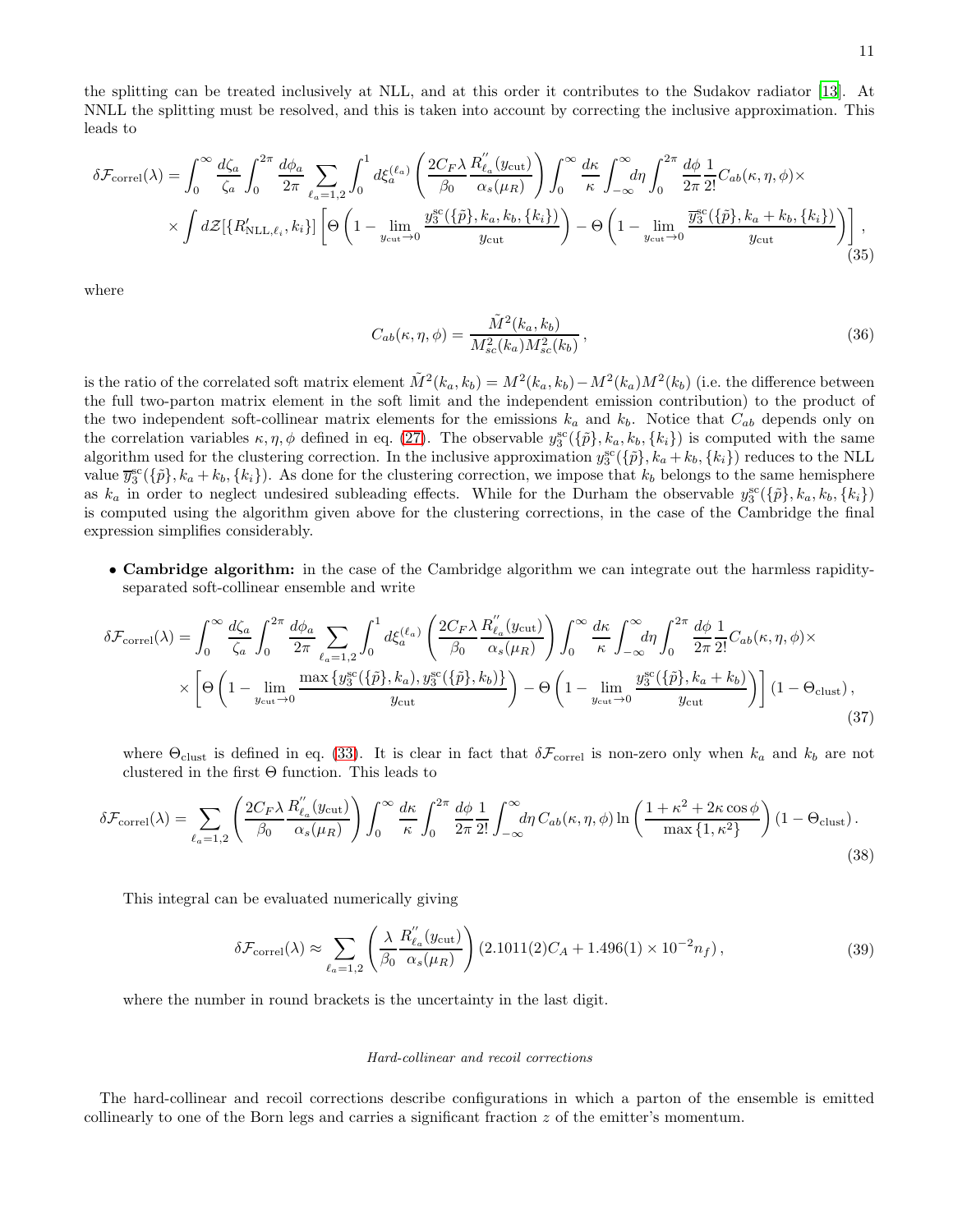the splitting can be treated inclusively at NLL, and at this order it contributes to the Sudakov radiator [13]. At NNLL the splitting must be resolved, and this is taken into account by correcting the inclusive approximation. This leads to

$$
\begin{aligned}
\delta\mathcal{F}_{\rm correl}(\lambda) = &\int_0^\infty \frac{d\zeta_a}{\zeta_a}\int_0^{2\pi}\frac{d\phi_a}{2\pi}\sum_{\ell_a=1,2}\int_0^1 d\xi_a^{(\ell_a)}\left(\frac{2C_F\lambda}{\beta_0}\frac{R''_{\ell_a}(y_{\rm cut})}{\alpha_s(\mu_R)}\right)\int_0^\infty\frac{d\kappa}{\kappa}\int_{-\infty}^{\infty}d\eta\int_0^{2\pi}\frac{d\phi}{2\pi}\frac{1}{2!}C_{ab}(\kappa,\eta,\phi)\times\\
&\times\int d\mathcal{Z}[\{R'_{\rm NLL,\ell_i},k_i\}]\left[\Theta\left(1-\lim_{y_{\rm cut}\to 0}\frac{y_3^{\rm sc}(\{\tilde p\},k_a,k_b,\{k_i\})}{y_{\rm cut}}\right)-\Theta\left(1-\lim_{y_{\rm cut}\to 0}\frac{\overline{y}_3^{\rm sc}(\{\tilde p\},k_a+k_b,\{k_i\})}{y_{\rm cut}}\right)\right],
\end{aligned}
\tag{35}
$$

where

$$
C_{ab}(\kappa,\eta,\phi) = \frac{\tilde M^2(k_a,k_b)}{M^2_{sc}(k_a)M^2_{sc}(k_b)}\,,
\tag{36}
$$

is the ratio of the correlated soft matrix element $\tilde M^2(k_a,k_b) = M^2(k_a,k_b) - M^2(k_a)M^2(k_b)$ (i.e. the difference between the full two-parton matrix element in the soft limit and the independent emission contribution) to the product of the two independent soft-collinear matrix elements for the emissions $k_a$ and $k_b$. Notice that $C_{ab}$ depends only on the correlation variables $\kappa,\eta,\phi$ defined in eq. (27). The observable $y_3^{\rm sc}(\{\tilde p\},k_a,k_b,\{k_i\})$ is computed with the same algorithm used for the clustering correction. In the inclusive approximation $y_3^{\rm sc}(\{\tilde p\},k_a+k_b,\{k_i\})$ reduces to the NLL value $\overline{y}_3^{\rm sc}(\{\tilde p\},k_a+k_b,\{k_i\})$. As done for the clustering correction, we impose that $k_b$ belongs to the same hemisphere as $k_a$ in order to neglect undesired subleading effects. While for the Durham the observable $y_3^{\rm sc}(\{\tilde p\},k_a,k_b,\{k_i\})$ is computed using the algorithm given above for the clustering corrections, in the case of the Cambridge the final expression simplifies considerably.

- **Cambridge algorithm:** in the case of the Cambridge algorithm we can integrate out the harmless rapidity-separated soft-collinear ensemble and write

$$
\begin{aligned}
\delta\mathcal{F}_{\rm correl}(\lambda) = &\int_0^\infty \frac{d\zeta_a}{\zeta_a}\int_0^{2\pi}\frac{d\phi_a}{2\pi}\sum_{\ell_a=1,2}\int_0^1 d\xi_a^{(\ell_a)}\left(\frac{2C_F\lambda}{\beta_0}\frac{R''_{\ell_a}(y_{\rm cut})}{\alpha_s(\mu_R)}\right)\int_0^\infty\frac{d\kappa}{\kappa}\int_{-\infty}^{\infty}d\eta\int_0^{2\pi}\frac{d\phi}{2\pi}\frac{1}{2!}C_{ab}(\kappa,\eta,\phi)\times\\
&\times\left[\Theta\left(1-\lim_{y_{\rm cut}\to 0}\frac{\max\{y_3^{\rm sc}(\{\tilde p\},k_a),y_3^{\rm sc}(\{\tilde p\},k_b)\}}{y_{\rm cut}}\right)-\Theta\left(1-\lim_{y_{\rm cut}\to 0}\frac{y_3^{\rm sc}(\{\tilde p\},k_a+k_b)}{y_{\rm cut}}\right)\right](1-\Theta_{\rm clust})\,,
\end{aligned}
\tag{37}
$$

where $\Theta_{\rm clust}$ is defined in eq. (33). It is clear in fact that $\delta\mathcal{F}_{\rm correl}$ is non-zero only when $k_a$ and $k_b$ are not clustered in the first $\Theta$ function. This leads to

$$
\delta\mathcal{F}_{\rm correl}(\lambda) = \sum_{\ell_a=1,2}\left(\frac{2C_F\lambda}{\beta_0}\frac{R''_{\ell_a}(y_{\rm cut})}{\alpha_s(\mu_R)}\right)\int_0^\infty\frac{d\kappa}{\kappa}\int_0^{2\pi}\frac{d\phi}{2\pi}\frac{1}{2!}\int_{-\infty}^{\infty}d\eta\, C_{ab}(\kappa,\eta,\phi)\ln\left(\frac{1+\kappa^2+2\kappa\cos\phi}{\max\{1,\kappa^2\}}\right)(1-\Theta_{\rm clust})\,.
\tag{38}
$$

This integral can be evaluated numerically giving

$$
\delta\mathcal{F}_{\rm correl}(\lambda) \approx \sum_{\ell_a=1,2}\left(\frac{\lambda}{\beta_0}\frac{R''_{\ell_a}(y_{\rm cut})}{\alpha_s(\mu_R)}\right)(2.1011(2)C_A + 1.496(1)\times 10^{-2}n_f)\,,
\tag{39}
$$

where the number in round brackets is the uncertainty in the last digit.

### *Hard-collinear and recoil corrections*

The hard-collinear and recoil corrections describe configurations in which a parton of the ensemble is emitted collinearly to one of the Born legs and carries a significant fraction $z$ of the emitter's momentum.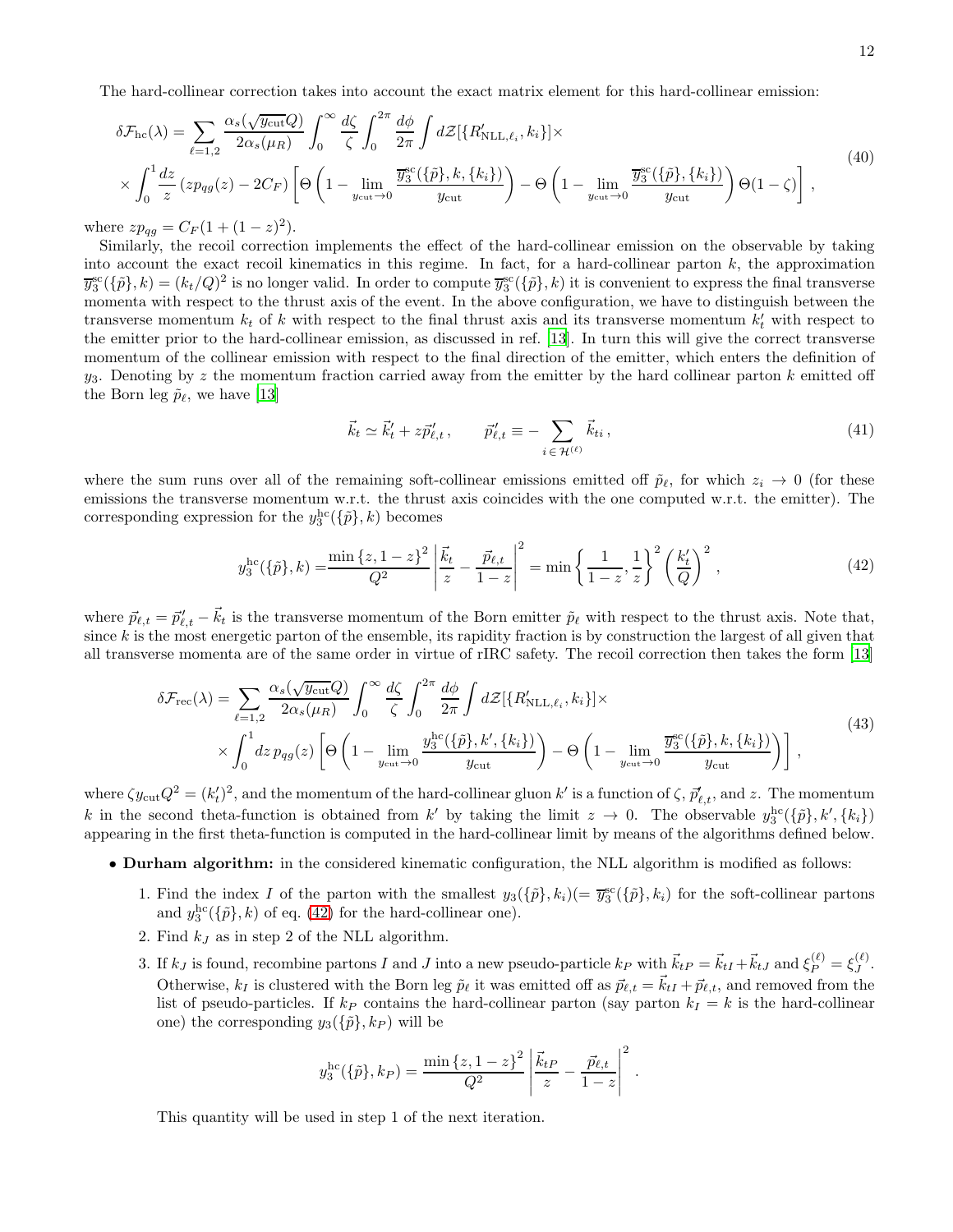The hard-collinear correction takes into account the exact matrix element for this hard-collinear emission:

$$
\begin{aligned}
\delta\mathcal{F}_{\rm hc}(\lambda) = & \sum_{\ell=1,2} \frac{\alpha_s(\sqrt{y_{\rm cut}}Q)}{2\alpha_s(\mu_R)} \int_0^\infty \frac{d\zeta}{\zeta} \int_0^{2\pi} \frac{d\phi}{2\pi} \int d\mathcal{Z}[\{R'_{\rm NLL,\ell_i}, k_i\}] \times \\
& \times \int_0^1 \frac{dz}{z} \left(z p_{qg}(z) - 2C_F\right) \left[\Theta\left(1 - \lim_{y_{\rm cut}\to 0} \frac{\overline{y}_3^{\rm sc}(\{\tilde{p}\}, k, \{k_i\})}{y_{\rm cut}}\right) - \Theta\left(1 - \lim_{y_{\rm cut}\to 0} \frac{\overline{y}_3^{\rm sc}(\{\tilde{p}\}, \{k_i\})}{y_{\rm cut}}\right)\Theta(1-\zeta)\right] ,
\end{aligned} \tag{40}
$$

where $z p_{qg} = C_F(1 + (1-z)^2)$.

Similarly, the recoil correction implements the effect of the hard-collinear emission on the observable by taking into account the exact recoil kinematics in this regime. In fact, for a hard-collinear parton $k$, the approximation $\overline{y}_3^{\rm sc}(\{\tilde{p}\}, k) = (k_t/Q)^2$ is no longer valid. In order to compute $\overline{y}_3^{\rm sc}(\{\tilde{p}\}, k)$ it is convenient to express the final transverse momenta with respect to the thrust axis of the event. In the above configuration, we have to distinguish between the transverse momentum $k_t$ of $k$ with respect to the final thrust axis and its transverse momentum $k'_t$ with respect to the emitter prior to the hard-collinear emission, as discussed in ref. [13]. In turn this will give the correct transverse momentum of the collinear emission with respect to the final direction of the emitter, which enters the definition of $y_3$. Denoting by $z$ the momentum fraction carried away from the emitter by the hard collinear parton $k$ emitted off the Born leg $\tilde{p}_\ell$, we have [13]

$$
\vec{k}_t \simeq \vec{k}'_t + z\vec{p}'_{\ell,t}, \qquad \vec{p}'_{\ell,t} \equiv -\sum_{i\,\in\,\mathcal{H}^{(\ell)}} \vec{k}_{ti}, \tag{41}
$$

where the sum runs over all of the remaining soft-collinear emissions emitted off $\tilde{p}_\ell$, for which $z_i \to 0$ (for these emissions the transverse momentum w.r.t. the thrust axis coincides with the one computed w.r.t. the emitter). The corresponding expression for the $y_3^{\rm hc}(\{\tilde{p}\}, k)$ becomes

$$
y_3^{\rm hc}(\{\tilde{p}\}, k) = \frac{\min\{z, 1-z\}^2}{Q^2} \left|\frac{\vec{k}_t}{z} - \frac{\vec{p}_{\ell,t}}{1-z}\right|^2 = \min\left\{\frac{1}{1-z}, \frac{1}{z}\right\}^2 \left(\frac{k'_t}{Q}\right)^2 , \tag{42}
$$

where $\vec{p}_{\ell,t} = \vec{p}'_{\ell,t} - \vec{k}_t$ is the transverse momentum of the Born emitter $\tilde{p}_\ell$ with respect to the thrust axis. Note that, since $k$ is the most energetic parton of the ensemble, its rapidity fraction is by construction the largest of all given that all transverse momenta are of the same order in virtue of rIRC safety. The recoil correction then takes the form [13]

$$
\begin{aligned}
\delta\mathcal{F}_{\rm rec}(\lambda) = & \sum_{\ell=1,2} \frac{\alpha_s(\sqrt{y_{\rm cut}}Q)}{2\alpha_s(\mu_R)} \int_0^\infty \frac{d\zeta}{\zeta} \int_0^{2\pi} \frac{d\phi}{2\pi} \int d\mathcal{Z}[\{R'_{\rm NLL,\ell_i}, k_i\}] \times \\
& \times \int_0^1 dz\, p_{qg}(z) \left[\Theta\left(1 - \lim_{y_{\rm cut}\to 0} \frac{y_3^{\rm hc}(\{\tilde{p}\}, k', \{k_i\})}{y_{\rm cut}}\right) - \Theta\left(1 - \lim_{y_{\rm cut}\to 0} \frac{\overline{y}_3^{\rm sc}(\{\tilde{p}\}, k, \{k_i\})}{y_{\rm cut}}\right)\right] ,
\end{aligned} \tag{43}
$$

where $\zeta y_{\rm cut} Q^2 = (k'_t)^2$, and the momentum of the hard-collinear gluon $k'$ is a function of $\zeta$, $\vec{p}'_{\ell,t}$, and $z$. The momentum $k$ in the second theta-function is obtained from $k'$ by taking the limit $z \to 0$. The observable $y_3^{\rm hc}(\{\tilde{p}\}, k', \{k_i\})$ appearing in the first theta-function is computed in the hard-collinear limit by means of the algorithms defined below.

- **Durham algorithm:** in the considered kinematic configuration, the NLL algorithm is modified as follows:
  1. Find the index $I$ of the parton with the smallest $y_3(\{\tilde{p}\}, k_i)(= \overline{y}_3^{\rm sc}(\{\tilde{p}\}, k_i)$ for the soft-collinear partons and $y_3^{\rm hc}(\{\tilde{p}\}, k)$ of eq. (42) for the hard-collinear one).
  2. Find $k_J$ as in step 2 of the NLL algorithm.
  3. If $k_J$ is found, recombine partons $I$ and $J$ into a new pseudo-particle $k_P$ with $\vec{k}_{tP} = \vec{k}_{tI} + \vec{k}_{tJ}$ and $\xi_P^{(\ell)} = \xi_J^{(\ell)}$. Otherwise, $k_I$ is clustered with the Born leg $\tilde{p}_\ell$ it was emitted off as $\vec{p}_{\ell,t} = \vec{k}_{tI} + \vec{p}_{\ell,t}$, and removed from the list of pseudo-particles. If $k_P$ contains the hard-collinear parton (say parton $k_I = k$ is the hard-collinear one) the corresponding $y_3(\{\tilde{p}\}, k_P)$ will be

     $$
     y_3^{\rm hc}(\{\tilde{p}\}, k_P) = \frac{\min\{z, 1-z\}^2}{Q^2} \left|\frac{\vec{k}_{tP}}{z} - \frac{\vec{p}_{\ell,t}}{1-z}\right|^2 .
     $$

     This quantity will be used in step 1 of the next iteration.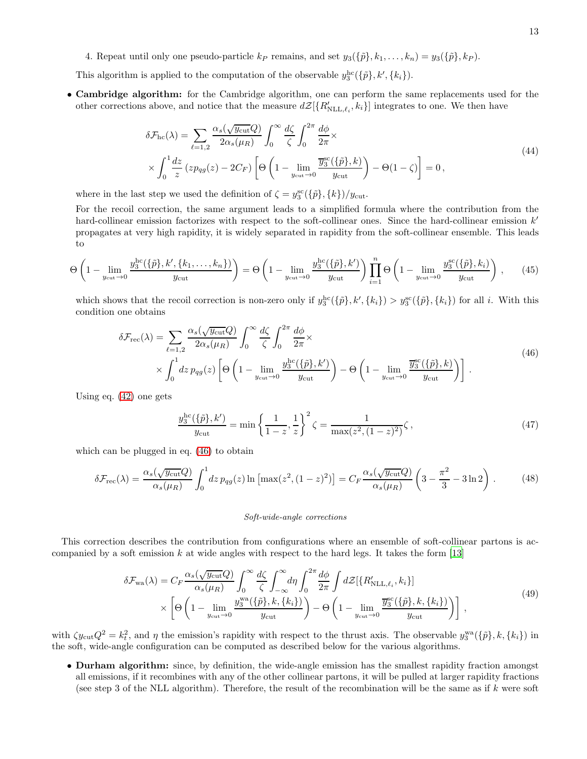4. Repeat until only one pseudo-particle $k_P$ remains, and set $y_3(\{\tilde{p}\}, k_1, \ldots, k_n) = y_3(\{\tilde{p}\}, k_P)$.

This algorithm is applied to the computation of the observable $y_3^{\rm hc}(\{\tilde{p}\}, k', \{k_i\})$.

- **Cambridge algorithm:** for the Cambridge algorithm, one can perform the same replacements used for the other corrections above, and notice that the measure $d\mathcal{Z}[\{R'_{\rm NLL,\ell_i}, k_i\}]$ integrates to one. We then have

$$\delta\mathcal{F}_{\rm hc}(\lambda) = \sum_{\ell=1,2} \frac{\alpha_s(\sqrt{y_{\rm cut}}Q)}{2\alpha_s(\mu_R)} \int_0^\infty \frac{d\zeta}{\zeta} \int_0^{2\pi} \frac{d\phi}{2\pi} \times \\ \times \int_0^1 \frac{dz}{z} \left(z p_{qg}(z) - 2C_F\right) \left[\Theta\left(1 - \lim_{y_{\rm cut}\to 0} \frac{\overline{y}_3^{\rm sc}(\{\tilde{p}\}, k)}{y_{\rm cut}}\right) - \Theta(1-\zeta)\right] = 0\,, \tag{44}$$

where in the last step we used the definition of $\zeta = y_3^{\rm sc}(\{\tilde{p}\}, \{k\})/y_{\rm cut}$.

For the recoil correction, the same argument leads to a simplified formula where the contribution from the hard-collinear emission factorizes with respect to the soft-collinear ones. Since the hard-collinear emission $k'$ propagates at very high rapidity, it is widely separated in rapidity from the soft-collinear ensemble. This leads to

$$\Theta\left(1 - \lim_{y_{\rm cut}\to 0} \frac{y_3^{\rm hc}(\{\tilde{p}\}, k', \{k_1, \ldots, k_n\})}{y_{\rm cut}}\right) = \Theta\left(1 - \lim_{y_{\rm cut}\to 0} \frac{y_3^{\rm hc}(\{\tilde{p}\}, k')}{y_{\rm cut}}\right) \prod_{i=1}^n \Theta\left(1 - \lim_{y_{\rm cut}\to 0} \frac{y_3^{\rm sc}(\{\tilde{p}\}, k_i)}{y_{\rm cut}}\right)\,, \tag{45}$$

which shows that the recoil correction is non-zero only if $y_3^{\rm hc}(\{\tilde{p}\}, k', \{k_i\}) > y_3^{\rm sc}(\{\tilde{p}\}, \{k_i\})$ for all $i$. With this condition one obtains

$$\delta\mathcal{F}_{\rm rec}(\lambda) = \sum_{\ell=1,2} \frac{\alpha_s(\sqrt{y_{\rm cut}}Q)}{2\alpha_s(\mu_R)} \int_0^\infty \frac{d\zeta}{\zeta} \int_0^{2\pi} \frac{d\phi}{2\pi} \times \\ \times \int_0^1 dz\, p_{qg}(z) \left[\Theta\left(1 - \lim_{y_{\rm cut}\to 0} \frac{y_3^{\rm hc}(\{\tilde{p}\}, k')}{y_{\rm cut}}\right) - \Theta\left(1 - \lim_{y_{\rm cut}\to 0} \frac{\overline{y}_3^{\rm sc}(\{\tilde{p}\}, k)}{y_{\rm cut}}\right)\right]\,. \tag{46}$$

Using eq. (42) one gets

$$\frac{y_3^{\rm hc}(\{\tilde{p}\}, k')}{y_{\rm cut}} = \min\left\{\frac{1}{1-z}, \frac{1}{z}\right\}^2 \zeta = \frac{1}{\max(z^2, (1-z)^2)}\zeta\,, \tag{47}$$

which can be plugged in eq. (46) to obtain

$$\delta\mathcal{F}_{\rm rec}(\lambda) = \frac{\alpha_s(\sqrt{y_{\rm cut}}Q)}{\alpha_s(\mu_R)} \int_0^1 dz\, p_{qg}(z) \ln\left[\max(z^2, (1-z)^2)\right] = C_F \frac{\alpha_s(\sqrt{y_{\rm cut}}Q)}{\alpha_s(\mu_R)} \left(3 - \frac{\pi^2}{3} - 3\ln 2\right)\,. \tag{48}$$

*Soft-wide-angle corrections*

This correction describes the contribution from configurations where an ensemble of soft-collinear partons is accompanied by a soft emission $k$ at wide angles with respect to the hard legs. It takes the form [13]

$$\delta\mathcal{F}_{\rm wa}(\lambda) = C_F \frac{\alpha_s(\sqrt{y_{\rm cut}}Q)}{\alpha_s(\mu_R)} \int_0^\infty \frac{d\zeta}{\zeta} \int_{-\infty}^\infty d\eta \int_0^{2\pi} \frac{d\phi}{2\pi} \int d\mathcal{Z}[\{R'_{\rm NLL,\ell_i}, k_i\}] \\ \times \left[\Theta\left(1 - \lim_{y_{\rm cut}\to 0} \frac{y_3^{\rm wa}(\{\tilde{p}\}, k, \{k_i\})}{y_{\rm cut}}\right) - \Theta\left(1 - \lim_{y_{\rm cut}\to 0} \frac{\overline{y}_3^{\rm sc}(\{\tilde{p}\}, k, \{k_i\})}{y_{\rm cut}}\right)\right]\,, \tag{49}$$

with $\zeta y_{\rm cut} Q^2 = k_t^2$, and $\eta$ the emission's rapidity with respect to the thrust axis. The observable $y_3^{\rm wa}(\{\tilde{p}\}, k, \{k_i\})$ in the soft, wide-angle configuration can be computed as described below for the various algorithms.

- **Durham algorithm:** since, by definition, the wide-angle emission has the smallest rapidity fraction amongst all emissions, if it recombines with any of the other collinear partons, it will be pulled at larger rapidity fractions (see step 3 of the NLL algorithm). Therefore, the result of the recombination will be the same as if $k$ were soft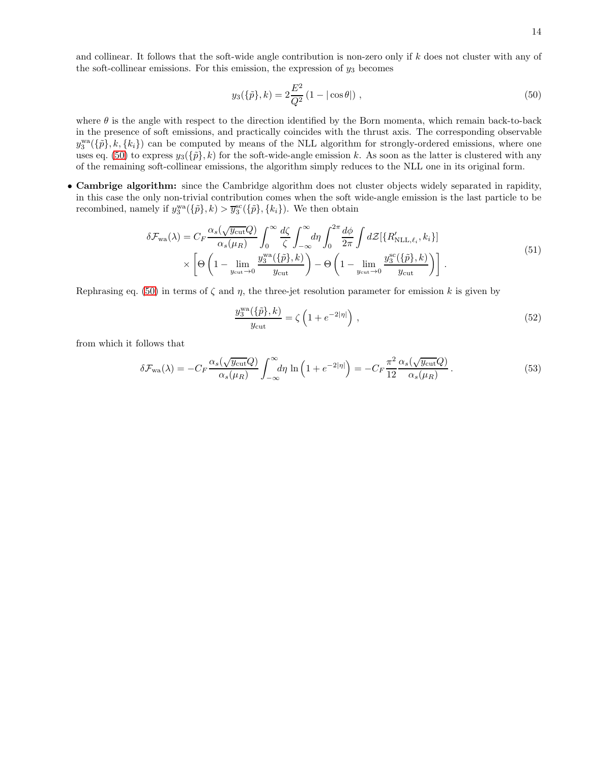and collinear. It follows that the soft-wide angle contribution is non-zero only if $k$ does not cluster with any of the soft-collinear emissions. For this emission, the expression of $y_3$ becomes

$$y_3(\{\tilde{p}\}, k) = 2\frac{E^2}{Q^2}\left(1 - |\cos\theta|\right) , \tag{50}$$

where $\theta$ is the angle with respect to the direction identified by the Born momenta, which remain back-to-back in the presence of soft emissions, and practically coincides with the thrust axis. The corresponding observable $y_3^{\rm wa}(\{\tilde{p}\}, k, \{k_i\})$ can be computed by means of the NLL algorithm for strongly-ordered emissions, where one uses eq. (50) to express $y_3(\{\tilde{p}\}, k)$ for the soft-wide-angle emission $k$. As soon as the latter is clustered with any of the remaining soft-collinear emissions, the algorithm simply reduces to the NLL one in its original form.

- **Cambrige algorithm:** since the Cambridge algorithm does not cluster objects widely separated in rapidity, in this case the only non-trivial contribution comes when the soft wide-angle emission is the last particle to be recombined, namely if $y_3^{\rm wa}(\{\tilde{p}\}, k) > \overline{y}_3^{\rm sc}(\{\tilde{p}\}, \{k_i\})$. We then obtain

$$\begin{aligned}\delta\mathcal{F}_{\rm wa}(\lambda) = C_F \frac{\alpha_s(\sqrt{y_{\rm cut}}Q)}{\alpha_s(\mu_R)} \int_0^\infty \frac{d\zeta}{\zeta} \int_{-\infty}^{\infty} d\eta \int_0^{2\pi} \frac{d\phi}{2\pi} \int d\mathcal{Z}[\{R'_{{\rm NLL},\ell_i}, k_i\}] \\ \times \left[\Theta\left(1 - \lim_{y_{\rm cut}\to 0} \frac{y_3^{\rm wa}(\{\tilde{p}\}, k)}{y_{\rm cut}}\right) - \Theta\left(1 - \lim_{y_{\rm cut}\to 0} \frac{y_3^{\rm sc}(\{\tilde{p}\}, k)}{y_{\rm cut}}\right)\right] .\end{aligned} \tag{51}$$

Rephrasing eq. (50) in terms of $\zeta$ and $\eta$, the three-jet resolution parameter for emission $k$ is given by

$$\frac{y_3^{\rm wa}(\{\tilde{p}\}, k)}{y_{\rm cut}} = \zeta\left(1 + e^{-2|\eta|}\right) , \tag{52}$$

from which it follows that

$$\delta\mathcal{F}_{\rm wa}(\lambda) = -C_F \frac{\alpha_s(\sqrt{y_{\rm cut}}Q)}{\alpha_s(\mu_R)} \int_{-\infty}^{\infty} d\eta \, \ln\left(1 + e^{-2|\eta|}\right) = -C_F \frac{\pi^2}{12} \frac{\alpha_s(\sqrt{y_{\rm cut}}Q)}{\alpha_s(\mu_R)} . \tag{53}$$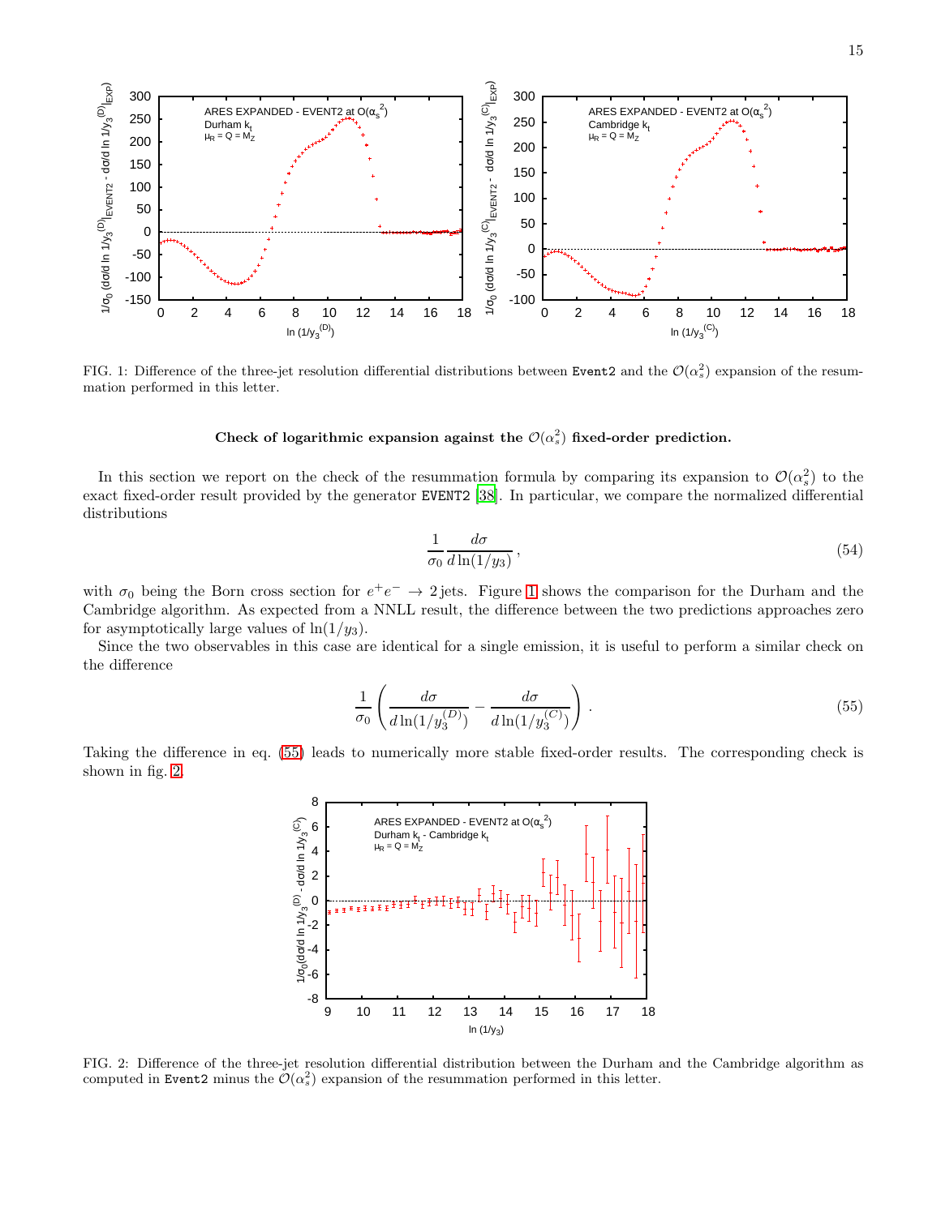ARES EXPANDED - EVENT2 at $O(\alpha_s^2)$

Durham $k_t$

$\mu_R = Q = M_Z$

$1/\sigma_0\,(d\sigma/d\ln 1/y_3^{(D)}|_{EVENT2} - d\sigma/d\ln 1/y_3^{(D)}|_{EXP})$

$\ln(1/y_3^{(D)})$

ARES EXPANDED - EVENT2 at $O(\alpha_s^2)$

Cambridge $k_t$

$\mu_R = Q = M_Z$

$1/\sigma_0\,(d\sigma/d\ln 1/y_3^{(C)}|_{EVENT2} - d\sigma/d\ln 1/y_3^{(C)}|_{EXP})$

$\ln(1/y_3^{(C)})$

FIG. 1: Difference of the three-jet resolution differential distributions between `Event2` and the $\mathcal{O}(\alpha_s^2)$ expansion of the resummation performed in this letter.

### Check of logarithmic expansion against the $\mathcal{O}(\alpha_s^2)$ fixed-order prediction.

In this section we report on the check of the resummation formula by comparing its expansion to $\mathcal{O}(\alpha_s^2)$ to the exact fixed-order result provided by the generator `EVENT2` [38]. In particular, we compare the normalized differential distributions

$$\frac{1}{\sigma_0}\frac{d\sigma}{d\ln(1/y_3)}\,, \tag{54}$$

with $\sigma_0$ being the Born cross section for $e^+e^- \to 2\,\text{jets}$. Figure 1 shows the comparison for the Durham and the Cambridge algorithm. As expected from a NNLL result, the difference between the two predictions approaches zero for asymptotically large values of $\ln(1/y_3)$.

Since the two observables in this case are identical for a single emission, it is useful to perform a similar check on the difference

$$\frac{1}{\sigma_0}\left(\frac{d\sigma}{d\ln(1/y_3^{(D)})} - \frac{d\sigma}{d\ln(1/y_3^{(C)})}\right)\,. \tag{55}$$

Taking the difference in eq. (55) leads to numerically more stable fixed-order results. The corresponding check is shown in fig. 2.

ARES EXPANDED - EVENT2 at $O(\alpha_s^2)$

Durham $k_t$ - Cambridge $k_t$

$\mu_R = Q = M_Z$

$1/\sigma_0(d\sigma/d\ln 1/y_3^{(D)} - d\sigma/d\ln 1/y_3^{(C)})$

$\ln(1/y_3)$

FIG. 2: Difference of the three-jet resolution differential distribution between the Durham and the Cambridge algorithm as computed in `Event2` minus the $\mathcal{O}(\alpha_s^2)$ expansion of the resummation performed in this letter.